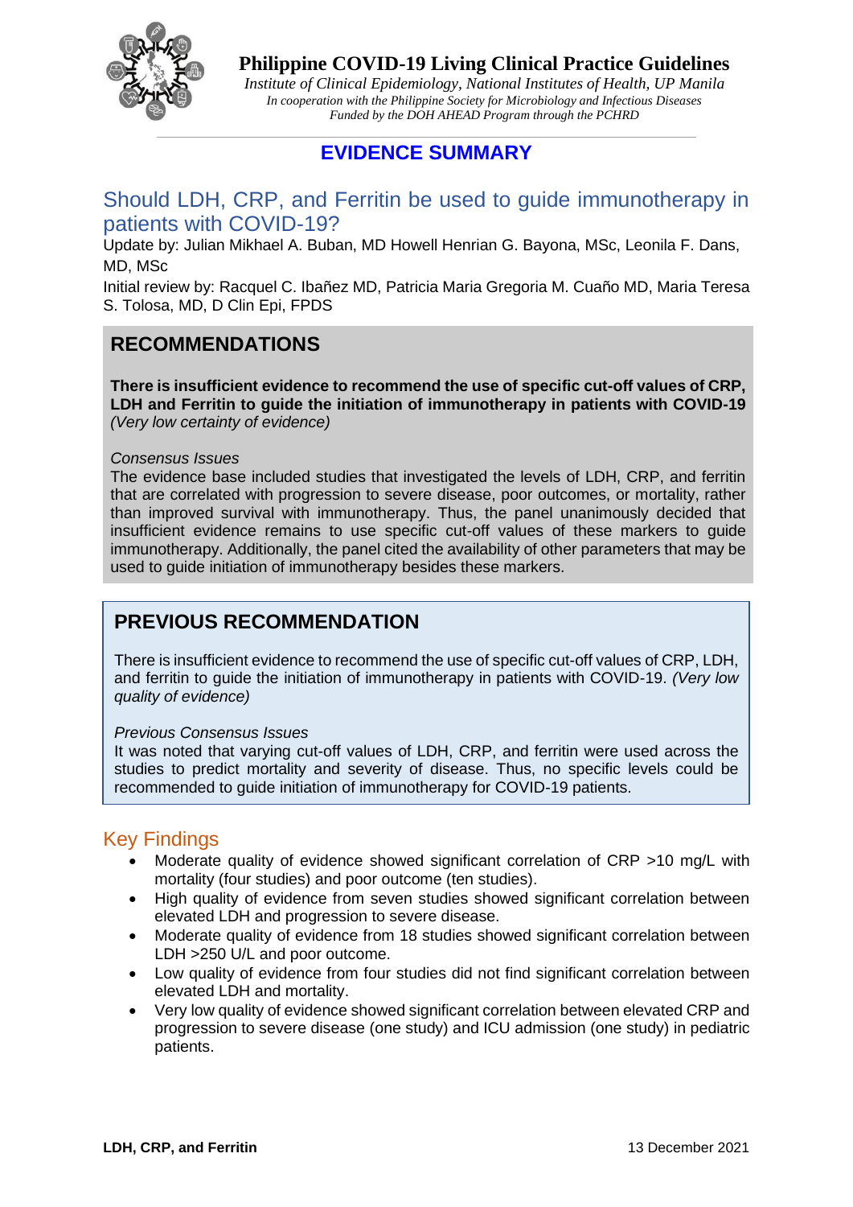# Philippine COVID-19 Living Clinical Practice Guidelines

*Institute of Clinical Epidemiology, National Institutes of Health, UP Manila*
*In cooperation with the Philippine Society for Microbiology and Infectious Diseases*
*Funded by the DOH AHEAD Program through the PCHRD*

## EVIDENCE SUMMARY

## Should LDH, CRP, and Ferritin be used to guide immunotherapy in patients with COVID-19?

Update by: Julian Mikhael A. Buban, MD Howell Henrian G. Bayona, MSc, Leonila F. Dans, MD, MSc

Initial review by: Racquel C. Ibañez MD, Patricia Maria Gregoria M. Cuaño MD, Maria Teresa S. Tolosa, MD, D Clin Epi, FPDS

### RECOMMENDATIONS

**There is insufficient evidence to recommend the use of specific cut-off values of CRP, LDH and Ferritin to guide the initiation of immunotherapy in patients with COVID-19** *(Very low certainty of evidence)*

*Consensus Issues*

The evidence base included studies that investigated the levels of LDH, CRP, and ferritin that are correlated with progression to severe disease, poor outcomes, or mortality, rather than improved survival with immunotherapy. Thus, the panel unanimously decided that insufficient evidence remains to use specific cut-off values of these markers to guide immunotherapy. Additionally, the panel cited the availability of other parameters that may be used to guide initiation of immunotherapy besides these markers.

### PREVIOUS RECOMMENDATION

There is insufficient evidence to recommend the use of specific cut-off values of CRP, LDH, and ferritin to guide the initiation of immunotherapy in patients with COVID-19. *(Very low quality of evidence)*

*Previous Consensus Issues*

It was noted that varying cut-off values of LDH, CRP, and ferritin were used across the studies to predict mortality and severity of disease. Thus, no specific levels could be recommended to guide initiation of immunotherapy for COVID-19 patients.

## Key Findings

- Moderate quality of evidence showed significant correlation of CRP >10 mg/L with mortality (four studies) and poor outcome (ten studies).
- High quality of evidence from seven studies showed significant correlation between elevated LDH and progression to severe disease.
- Moderate quality of evidence from 18 studies showed significant correlation between LDH >250 U/L and poor outcome.
- Low quality of evidence from four studies did not find significant correlation between elevated LDH and mortality.
- Very low quality of evidence showed significant correlation between elevated CRP and progression to severe disease (one study) and ICU admission (one study) in pediatric patients.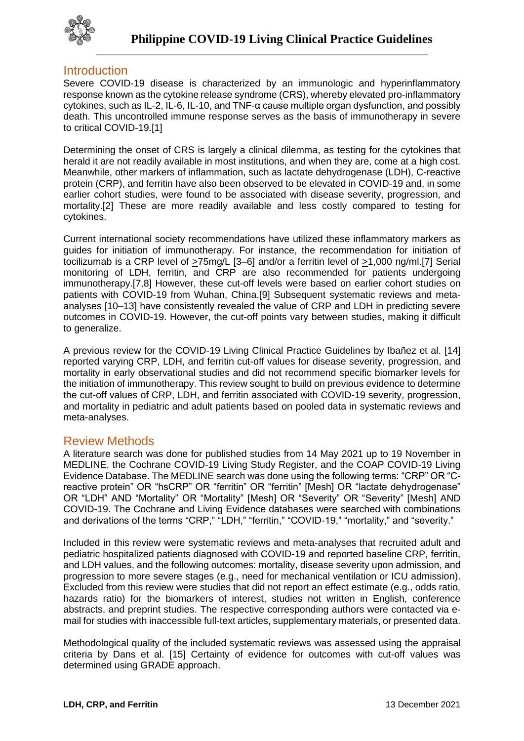## Introduction

Severe COVID-19 disease is characterized by an immunologic and hyperinflammatory response known as the cytokine release syndrome (CRS), whereby elevated pro-inflammatory cytokines, such as IL-2, IL-6, IL-10, and TNF-α cause multiple organ dysfunction, and possibly death. This uncontrolled immune response serves as the basis of immunotherapy in severe to critical COVID-19.[1]

Determining the onset of CRS is largely a clinical dilemma, as testing for the cytokines that herald it are not readily available in most institutions, and when they are, come at a high cost. Meanwhile, other markers of inflammation, such as lactate dehydrogenase (LDH), C-reactive protein (CRP), and ferritin have also been observed to be elevated in COVID-19 and, in some earlier cohort studies, were found to be associated with disease severity, progression, and mortality.[2] These are more readily available and less costly compared to testing for cytokines.

Current international society recommendations have utilized these inflammatory markers as guides for initiation of immunotherapy. For instance, the recommendation for initiation of tocilizumab is a CRP level of ≥75mg/L [3–6] and/or a ferritin level of ≥1,000 ng/ml.[7] Serial monitoring of LDH, ferritin, and CRP are also recommended for patients undergoing immunotherapy.[7,8] However, these cut-off levels were based on earlier cohort studies on patients with COVID-19 from Wuhan, China.[9] Subsequent systematic reviews and meta-analyses [10–13] have consistently revealed the value of CRP and LDH in predicting severe outcomes in COVID-19. However, the cut-off points vary between studies, making it difficult to generalize.

A previous review for the COVID-19 Living Clinical Practice Guidelines by Ibañez et al. [14] reported varying CRP, LDH, and ferritin cut-off values for disease severity, progression, and mortality in early observational studies and did not recommend specific biomarker levels for the initiation of immunotherapy. This review sought to build on previous evidence to determine the cut-off values of CRP, LDH, and ferritin associated with COVID-19 severity, progression, and mortality in pediatric and adult patients based on pooled data in systematic reviews and meta-analyses.

## Review Methods

A literature search was done for published studies from 14 May 2021 up to 19 November in MEDLINE, the Cochrane COVID-19 Living Study Register, and the COAP COVID-19 Living Evidence Database. The MEDLINE search was done using the following terms: "CRP" OR "C-reactive protein" OR "hsCRP" OR "ferritin" OR "ferritin" [Mesh] OR "lactate dehydrogenase" OR "LDH" AND "Mortality" OR "Mortality" [Mesh] OR "Severity" OR "Severity" [Mesh] AND COVID-19. The Cochrane and Living Evidence databases were searched with combinations and derivations of the terms "CRP," "LDH," "ferritin," "COVID-19," "mortality," and "severity."

Included in this review were systematic reviews and meta-analyses that recruited adult and pediatric hospitalized patients diagnosed with COVID-19 and reported baseline CRP, ferritin, and LDH values, and the following outcomes: mortality, disease severity upon admission, and progression to more severe stages (e.g., need for mechanical ventilation or ICU admission). Excluded from this review were studies that did not report an effect estimate (e.g., odds ratio, hazards ratio) for the biomarkers of interest, studies not written in English, conference abstracts, and preprint studies. The respective corresponding authors were contacted via e-mail for studies with inaccessible full-text articles, supplementary materials, or presented data.

Methodological quality of the included systematic reviews was assessed using the appraisal criteria by Dans et al. [15] Certainty of evidence for outcomes with cut-off values was determined using GRADE approach.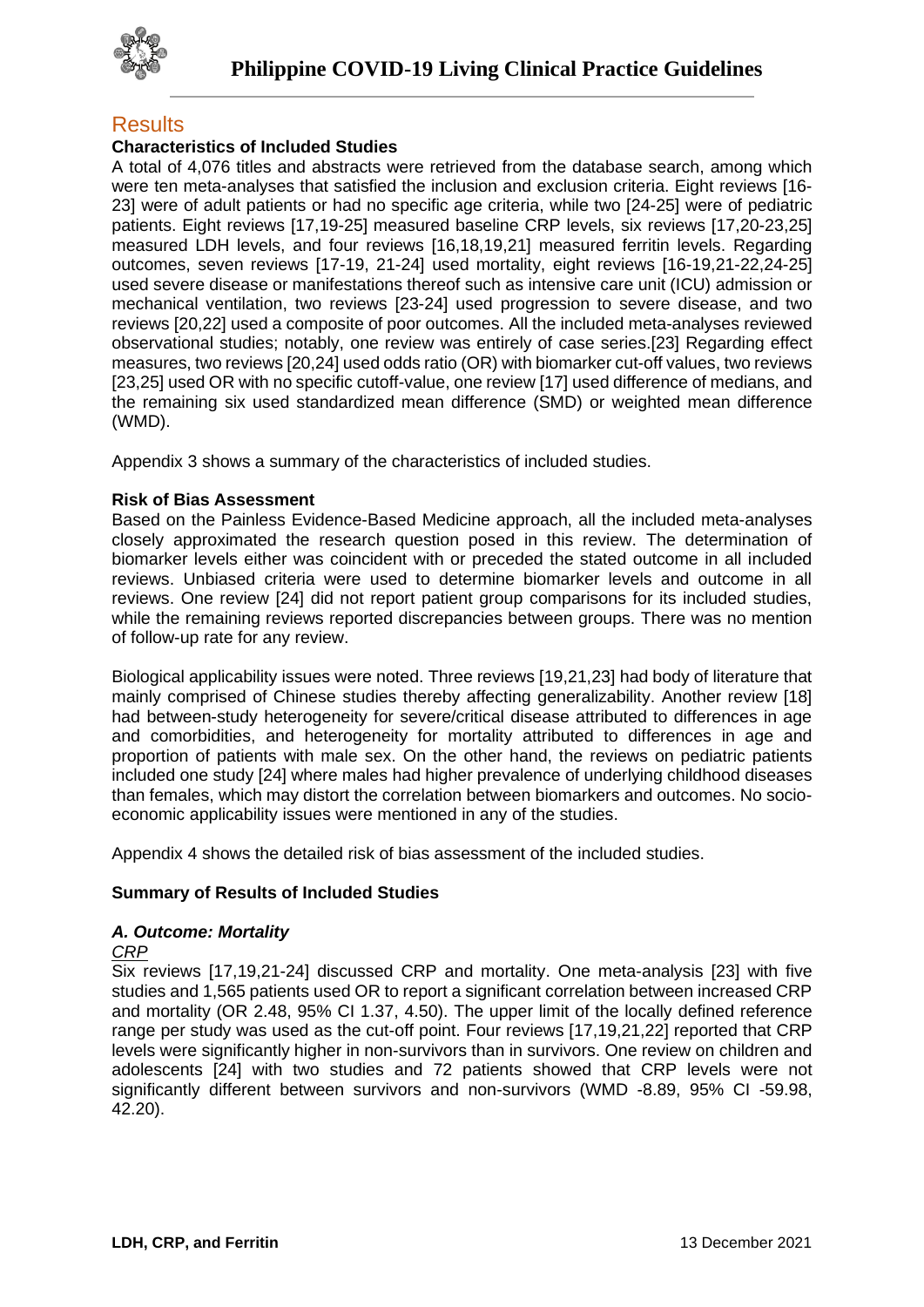## Results

### Characteristics of Included Studies

A total of 4,076 titles and abstracts were retrieved from the database search, among which were ten meta-analyses that satisfied the inclusion and exclusion criteria. Eight reviews [16-23] were of adult patients or had no specific age criteria, while two [24-25] were of pediatric patients. Eight reviews [17,19-25] measured baseline CRP levels, six reviews [17,20-23,25] measured LDH levels, and four reviews [16,18,19,21] measured ferritin levels. Regarding outcomes, seven reviews [17-19, 21-24] used mortality, eight reviews [16-19,21-22,24-25] used severe disease or manifestations thereof such as intensive care unit (ICU) admission or mechanical ventilation, two reviews [23-24] used progression to severe disease, and two reviews [20,22] used a composite of poor outcomes. All the included meta-analyses reviewed observational studies; notably, one review was entirely of case series.[23] Regarding effect measures, two reviews [20,24] used odds ratio (OR) with biomarker cut-off values, two reviews [23,25] used OR with no specific cutoff-value, one review [17] used difference of medians, and the remaining six used standardized mean difference (SMD) or weighted mean difference (WMD).

Appendix 3 shows a summary of the characteristics of included studies.

### Risk of Bias Assessment

Based on the Painless Evidence-Based Medicine approach, all the included meta-analyses closely approximated the research question posed in this review. The determination of biomarker levels either was coincident with or preceded the stated outcome in all included reviews. Unbiased criteria were used to determine biomarker levels and outcome in all reviews. One review [24] did not report patient group comparisons for its included studies, while the remaining reviews reported discrepancies between groups. There was no mention of follow-up rate for any review.

Biological applicability issues were noted. Three reviews [19,21,23] had body of literature that mainly comprised of Chinese studies thereby affecting generalizability. Another review [18] had between-study heterogeneity for severe/critical disease attributed to differences in age and comorbidities, and heterogeneity for mortality attributed to differences in age and proportion of patients with male sex. On the other hand, the reviews on pediatric patients included one study [24] where males had higher prevalence of underlying childhood diseases than females, which may distort the correlation between biomarkers and outcomes. No socio-economic applicability issues were mentioned in any of the studies.

Appendix 4 shows the detailed risk of bias assessment of the included studies.

### Summary of Results of Included Studies

#### *A. Outcome: Mortality*

*CRP*

Six reviews [17,19,21-24] discussed CRP and mortality. One meta-analysis [23] with five studies and 1,565 patients used OR to report a significant correlation between increased CRP and mortality (OR 2.48, 95% CI 1.37, 4.50). The upper limit of the locally defined reference range per study was used as the cut-off point. Four reviews [17,19,21,22] reported that CRP levels were significantly higher in non-survivors than in survivors. One review on children and adolescents [24] with two studies and 72 patients showed that CRP levels were not significantly different between survivors and non-survivors (WMD -8.89, 95% CI -59.98, 42.20).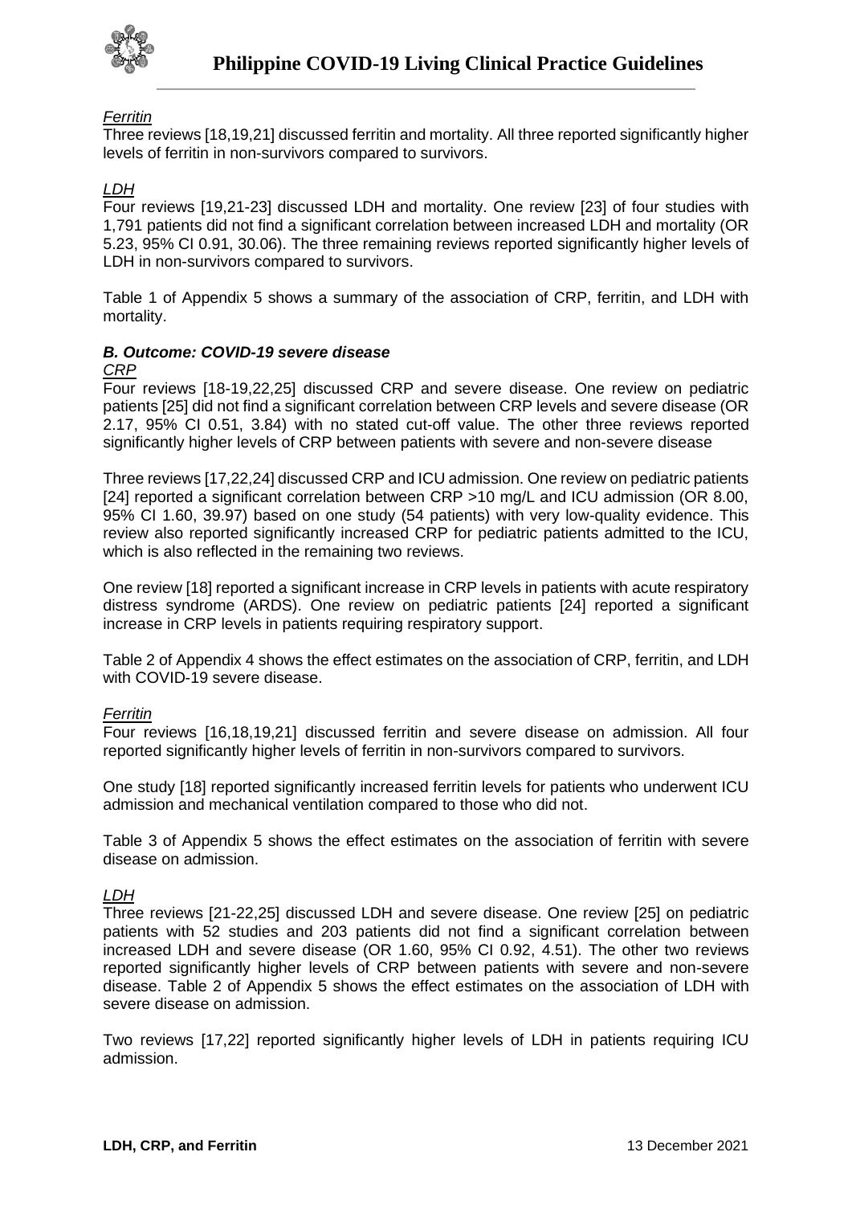*Ferritin*

Three reviews [18,19,21] discussed ferritin and mortality. All three reported significantly higher levels of ferritin in non-survivors compared to survivors.

*LDH*

Four reviews [19,21-23] discussed LDH and mortality. One review [23] of four studies with 1,791 patients did not find a significant correlation between increased LDH and mortality (OR 5.23, 95% CI 0.91, 30.06). The three remaining reviews reported significantly higher levels of LDH in non-survivors compared to survivors.

Table 1 of Appendix 5 shows a summary of the association of CRP, ferritin, and LDH with mortality.

### *B. Outcome: COVID-19 severe disease*

*CRP*

Four reviews [18-19,22,25] discussed CRP and severe disease. One review on pediatric patients [25] did not find a significant correlation between CRP levels and severe disease (OR 2.17, 95% CI 0.51, 3.84) with no stated cut-off value. The other three reviews reported significantly higher levels of CRP between patients with severe and non-severe disease

Three reviews [17,22,24] discussed CRP and ICU admission. One review on pediatric patients [24] reported a significant correlation between CRP >10 mg/L and ICU admission (OR 8.00, 95% CI 1.60, 39.97) based on one study (54 patients) with very low-quality evidence. This review also reported significantly increased CRP for pediatric patients admitted to the ICU, which is also reflected in the remaining two reviews.

One review [18] reported a significant increase in CRP levels in patients with acute respiratory distress syndrome (ARDS). One review on pediatric patients [24] reported a significant increase in CRP levels in patients requiring respiratory support.

Table 2 of Appendix 4 shows the effect estimates on the association of CRP, ferritin, and LDH with COVID-19 severe disease.

*Ferritin*

Four reviews [16,18,19,21] discussed ferritin and severe disease on admission. All four reported significantly higher levels of ferritin in non-survivors compared to survivors.

One study [18] reported significantly increased ferritin levels for patients who underwent ICU admission and mechanical ventilation compared to those who did not.

Table 3 of Appendix 5 shows the effect estimates on the association of ferritin with severe disease on admission.

*LDH*

Three reviews [21-22,25] discussed LDH and severe disease. One review [25] on pediatric patients with 52 studies and 203 patients did not find a significant correlation between increased LDH and severe disease (OR 1.60, 95% CI 0.92, 4.51). The other two reviews reported significantly higher levels of CRP between patients with severe and non-severe disease. Table 2 of Appendix 5 shows the effect estimates on the association of LDH with severe disease on admission.

Two reviews [17,22] reported significantly higher levels of LDH in patients requiring ICU admission.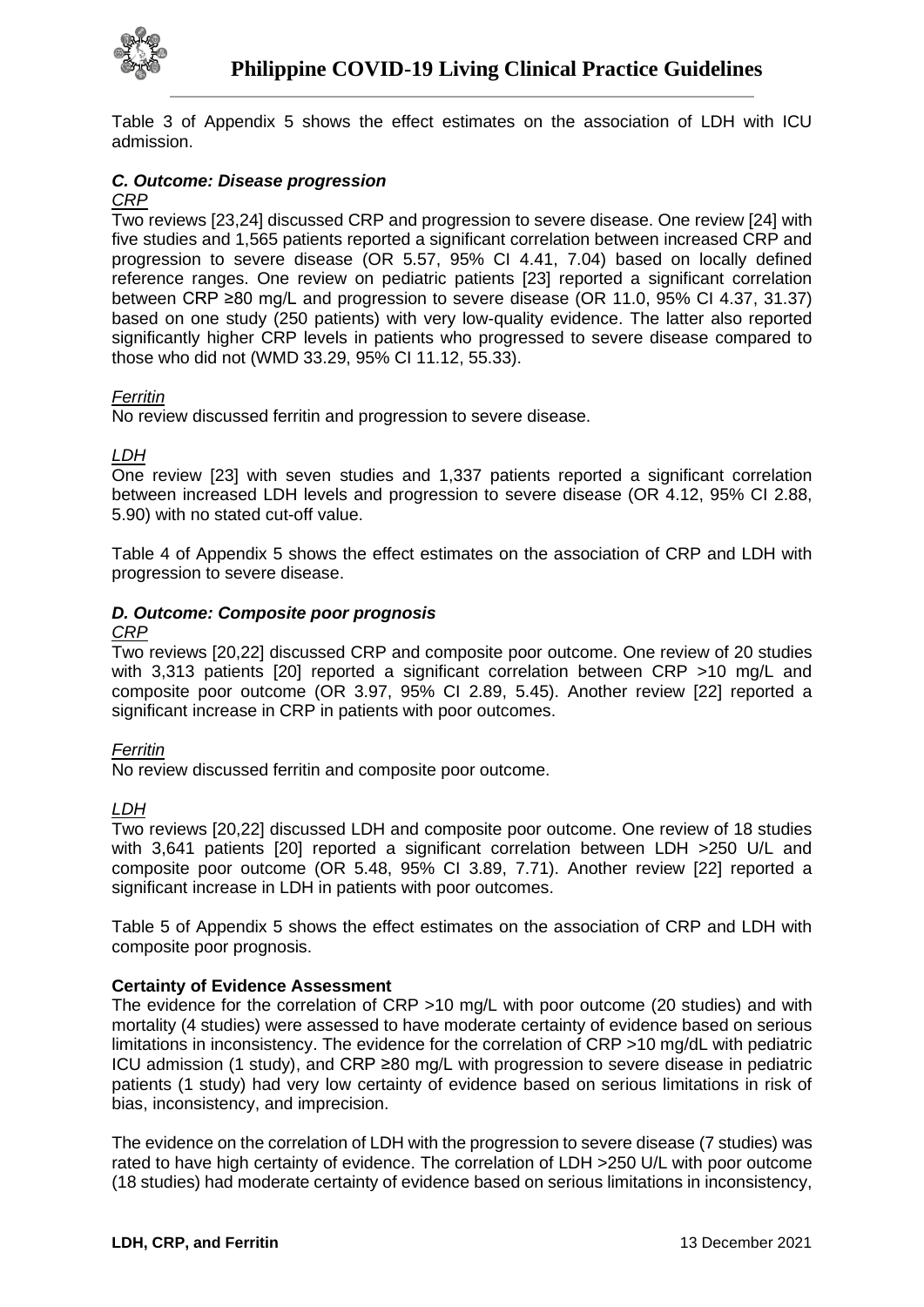Table 3 of Appendix 5 shows the effect estimates on the association of LDH with ICU admission.

### *C. Outcome: Disease progression*

*CRP*

Two reviews [23,24] discussed CRP and progression to severe disease. One review [24] with five studies and 1,565 patients reported a significant correlation between increased CRP and progression to severe disease (OR 5.57, 95% CI 4.41, 7.04) based on locally defined reference ranges. One review on pediatric patients [23] reported a significant correlation between CRP ≥80 mg/L and progression to severe disease (OR 11.0, 95% CI 4.37, 31.37) based on one study (250 patients) with very low-quality evidence. The latter also reported significantly higher CRP levels in patients who progressed to severe disease compared to those who did not (WMD 33.29, 95% CI 11.12, 55.33).

*Ferritin*

No review discussed ferritin and progression to severe disease.

*LDH*

One review [23] with seven studies and 1,337 patients reported a significant correlation between increased LDH levels and progression to severe disease (OR 4.12, 95% CI 2.88, 5.90) with no stated cut-off value.

Table 4 of Appendix 5 shows the effect estimates on the association of CRP and LDH with progression to severe disease.

### *D. Outcome: Composite poor prognosis*

*CRP*

Two reviews [20,22] discussed CRP and composite poor outcome. One review of 20 studies with 3,313 patients [20] reported a significant correlation between CRP >10 mg/L and composite poor outcome (OR 3.97, 95% CI 2.89, 5.45). Another review [22] reported a significant increase in CRP in patients with poor outcomes.

*Ferritin*

No review discussed ferritin and composite poor outcome.

*LDH*

Two reviews [20,22] discussed LDH and composite poor outcome. One review of 18 studies with 3,641 patients [20] reported a significant correlation between LDH >250 U/L and composite poor outcome (OR 5.48, 95% CI 3.89, 7.71). Another review [22] reported a significant increase in LDH in patients with poor outcomes.

Table 5 of Appendix 5 shows the effect estimates on the association of CRP and LDH with composite poor prognosis.

**Certainty of Evidence Assessment**

The evidence for the correlation of CRP >10 mg/L with poor outcome (20 studies) and with mortality (4 studies) were assessed to have moderate certainty of evidence based on serious limitations in inconsistency. The evidence for the correlation of CRP >10 mg/dL with pediatric ICU admission (1 study), and CRP ≥80 mg/L with progression to severe disease in pediatric patients (1 study) had very low certainty of evidence based on serious limitations in risk of bias, inconsistency, and imprecision.

The evidence on the correlation of LDH with the progression to severe disease (7 studies) was rated to have high certainty of evidence. The correlation of LDH >250 U/L with poor outcome (18 studies) had moderate certainty of evidence based on serious limitations in inconsistency,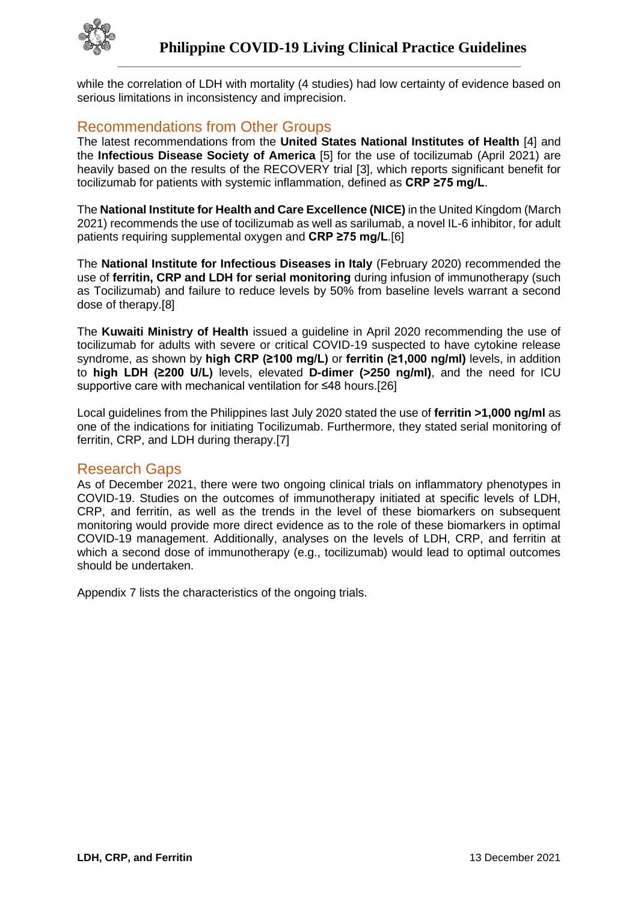while the correlation of LDH with mortality (4 studies) had low certainty of evidence based on serious limitations in inconsistency and imprecision.

## Recommendations from Other Groups

The latest recommendations from the **United States National Institutes of Health** [4] and the **Infectious Disease Society of America** [5] for the use of tocilizumab (April 2021) are heavily based on the results of the RECOVERY trial [3], which reports significant benefit for tocilizumab for patients with systemic inflammation, defined as **CRP ≥75 mg/L**.

The **National Institute for Health and Care Excellence (NICE)** in the United Kingdom (March 2021) recommends the use of tocilizumab as well as sarilumab, a novel IL-6 inhibitor, for adult patients requiring supplemental oxygen and **CRP ≥75 mg/L**.[6]

The **National Institute for Infectious Diseases in Italy** (February 2020) recommended the use of **ferritin, CRP and LDH for serial monitoring** during infusion of immunotherapy (such as Tocilizumab) and failure to reduce levels by 50% from baseline levels warrant a second dose of therapy.[8]

The **Kuwaiti Ministry of Health** issued a guideline in April 2020 recommending the use of tocilizumab for adults with severe or critical COVID-19 suspected to have cytokine release syndrome, as shown by **high CRP (≥100 mg/L)** or **ferritin (≥1,000 ng/ml)** levels, in addition to **high LDH (≥200 U/L)** levels, elevated **D-dimer (>250 ng/ml)**, and the need for ICU supportive care with mechanical ventilation for ≤48 hours.[26]

Local guidelines from the Philippines last July 2020 stated the use of **ferritin >1,000 ng/ml** as one of the indications for initiating Tocilizumab. Furthermore, they stated serial monitoring of ferritin, CRP, and LDH during therapy.[7]

## Research Gaps

As of December 2021, there were two ongoing clinical trials on inflammatory phenotypes in COVID-19. Studies on the outcomes of immunotherapy initiated at specific levels of LDH, CRP, and ferritin, as well as the trends in the level of these biomarkers on subsequent monitoring would provide more direct evidence as to the role of these biomarkers in optimal COVID-19 management. Additionally, analyses on the levels of LDH, CRP, and ferritin at which a second dose of immunotherapy (e.g., tocilizumab) would lead to optimal outcomes should be undertaken.

Appendix 7 lists the characteristics of the ongoing trials.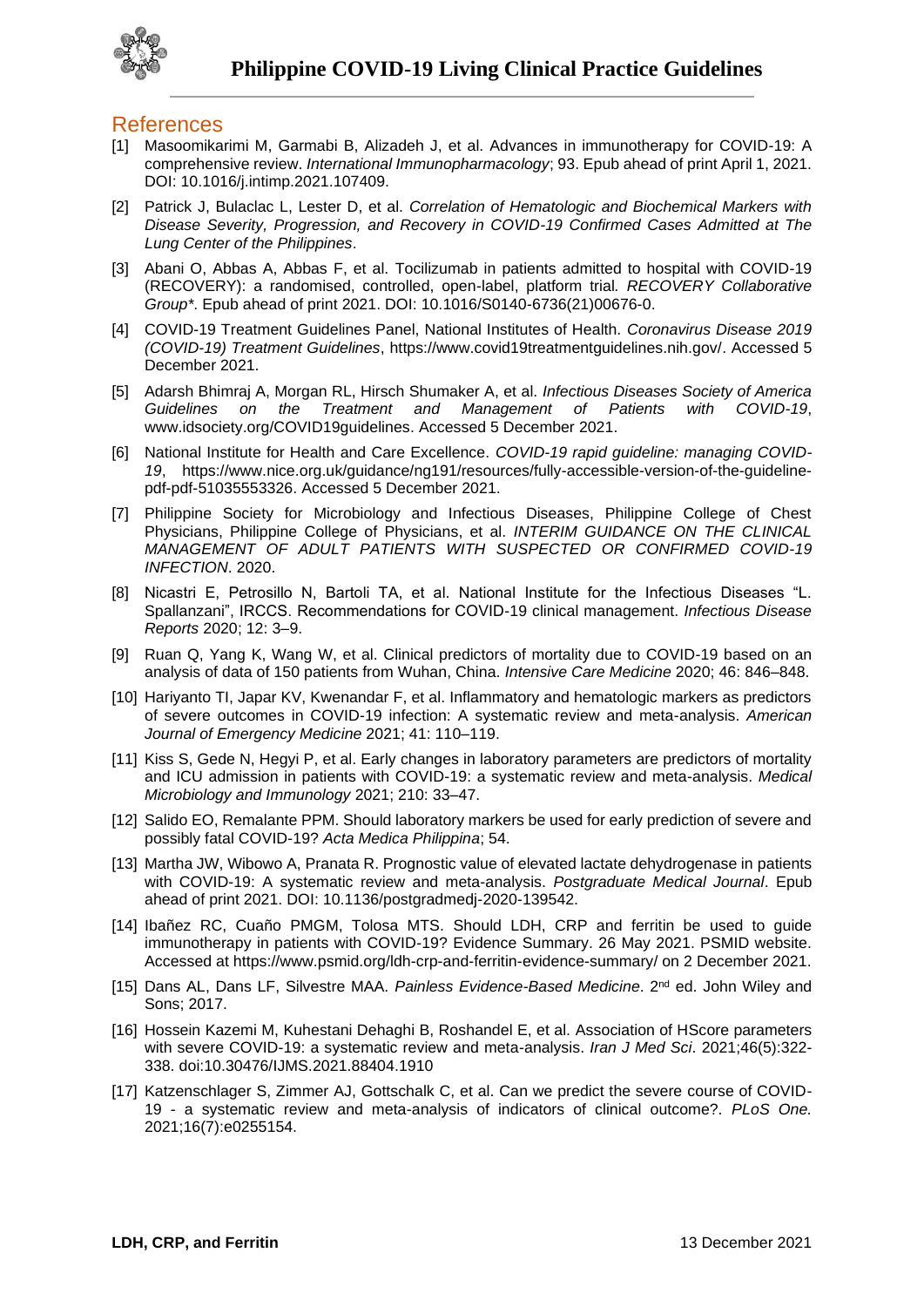## References

[1] Masoomikarimi M, Garmabi B, Alizadeh J, et al. Advances in immunotherapy for COVID-19: A comprehensive review. *International Immunopharmacology*; 93. Epub ahead of print April 1, 2021. DOI: 10.1016/j.intimp.2021.107409.

[2] Patrick J, Bulaclac L, Lester D, et al. *Correlation of Hematologic and Biochemical Markers with Disease Severity, Progression, and Recovery in COVID-19 Confirmed Cases Admitted at The Lung Center of the Philippines*.

[3] Abani O, Abbas A, Abbas F, et al. Tocilizumab in patients admitted to hospital with COVID-19 (RECOVERY): a randomised, controlled, open-label, platform trial. *RECOVERY Collaborative Group\**. Epub ahead of print 2021. DOI: 10.1016/S0140-6736(21)00676-0.

[4] COVID-19 Treatment Guidelines Panel, National Institutes of Health. *Coronavirus Disease 2019 (COVID-19) Treatment Guidelines*, https://www.covid19treatmentguidelines.nih.gov/. Accessed 5 December 2021.

[5] Adarsh Bhimraj A, Morgan RL, Hirsch Shumaker A, et al. *Infectious Diseases Society of America Guidelines on the Treatment and Management of Patients with COVID-19*, www.idsociety.org/COVID19guidelines. Accessed 5 December 2021.

[6] National Institute for Health and Care Excellence. *COVID-19 rapid guideline: managing COVID-19*, https://www.nice.org.uk/guidance/ng191/resources/fully-accessible-version-of-the-guideline-pdf-pdf-51035553326. Accessed 5 December 2021.

[7] Philippine Society for Microbiology and Infectious Diseases, Philippine College of Chest Physicians, Philippine College of Physicians, et al. *INTERIM GUIDANCE ON THE CLINICAL MANAGEMENT OF ADULT PATIENTS WITH SUSPECTED OR CONFIRMED COVID-19 INFECTION*. 2020.

[8] Nicastri E, Petrosillo N, Bartoli TA, et al. National Institute for the Infectious Diseases "L. Spallanzani", IRCCS. Recommendations for COVID-19 clinical management. *Infectious Disease Reports* 2020; 12: 3–9.

[9] Ruan Q, Yang K, Wang W, et al. Clinical predictors of mortality due to COVID-19 based on an analysis of data of 150 patients from Wuhan, China. *Intensive Care Medicine* 2020; 46: 846–848.

[10] Hariyanto TI, Japar KV, Kwenandar F, et al. Inflammatory and hematologic markers as predictors of severe outcomes in COVID-19 infection: A systematic review and meta-analysis. *American Journal of Emergency Medicine* 2021; 41: 110–119.

[11] Kiss S, Gede N, Hegyi P, et al. Early changes in laboratory parameters are predictors of mortality and ICU admission in patients with COVID-19: a systematic review and meta-analysis. *Medical Microbiology and Immunology* 2021; 210: 33–47.

[12] Salido EO, Remalante PPM. Should laboratory markers be used for early prediction of severe and possibly fatal COVID-19? *Acta Medica Philippina*; 54.

[13] Martha JW, Wibowo A, Pranata R. Prognostic value of elevated lactate dehydrogenase in patients with COVID-19: A systematic review and meta-analysis. *Postgraduate Medical Journal*. Epub ahead of print 2021. DOI: 10.1136/postgradmedj-2020-139542.

[14] Ibañez RC, Cuaño PMGM, Tolosa MTS. Should LDH, CRP and ferritin be used to guide immunotherapy in patients with COVID-19? Evidence Summary. 26 May 2021. PSMID website. Accessed at https://www.psmid.org/ldh-crp-and-ferritin-evidence-summary/ on 2 December 2021.

[15] Dans AL, Dans LF, Silvestre MAA. *Painless Evidence-Based Medicine*. 2nd ed. John Wiley and Sons; 2017.

[16] Hossein Kazemi M, Kuhestani Dehaghi B, Roshandel E, et al. Association of HScore parameters with severe COVID-19: a systematic review and meta-analysis. *Iran J Med Sci*. 2021;46(5):322-338. doi:10.30476/IJMS.2021.88404.1910

[17] Katzenschlager S, Zimmer AJ, Gottschalk C, et al. Can we predict the severe course of COVID-19 - a systematic review and meta-analysis of indicators of clinical outcome?. *PLoS One.* 2021;16(7):e0255154.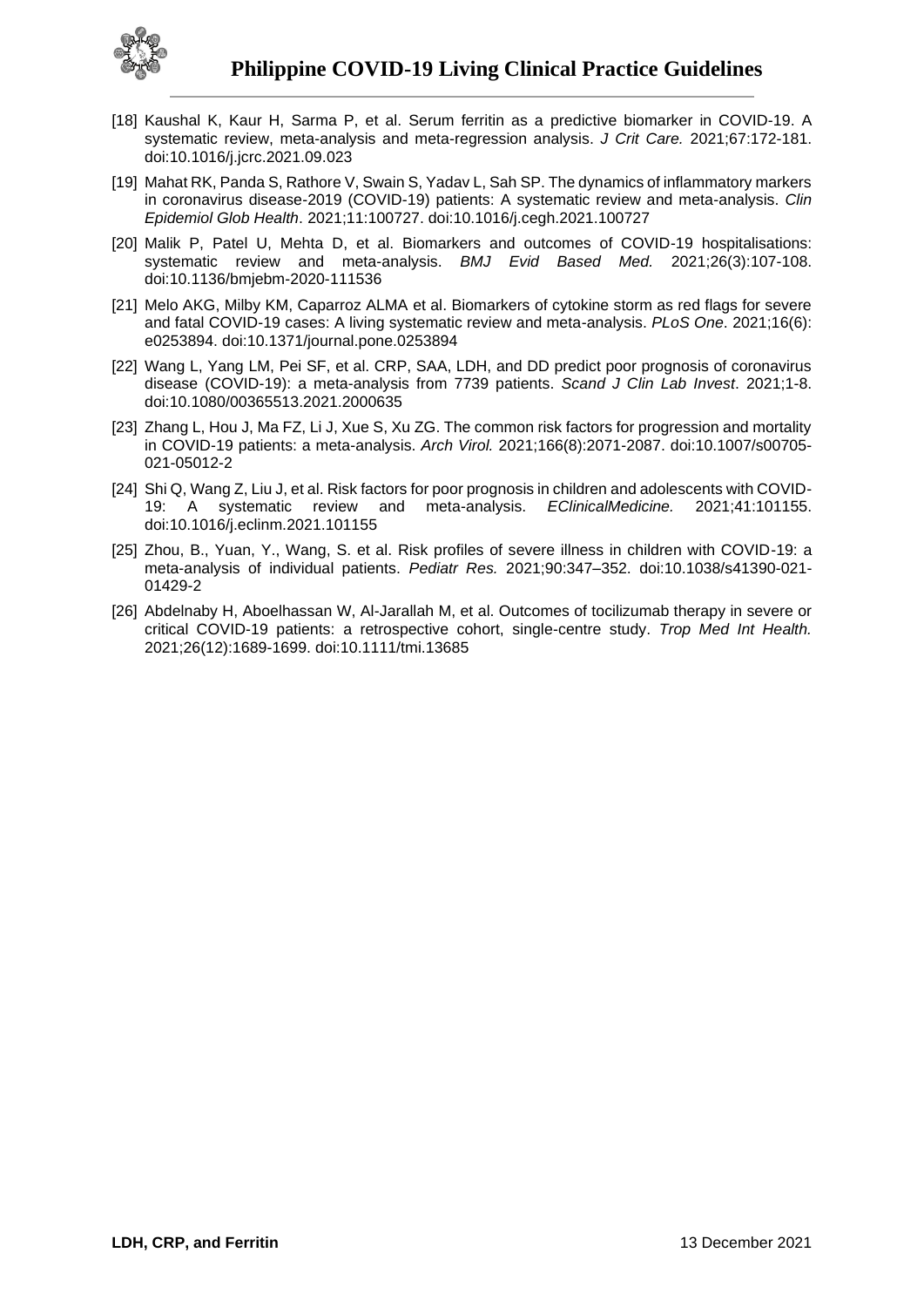[18] Kaushal K, Kaur H, Sarma P, et al. Serum ferritin as a predictive biomarker in COVID-19. A systematic review, meta-analysis and meta-regression analysis. *J Crit Care.* 2021;67:172-181. doi:10.1016/j.jcrc.2021.09.023

[19] Mahat RK, Panda S, Rathore V, Swain S, Yadav L, Sah SP. The dynamics of inflammatory markers in coronavirus disease-2019 (COVID-19) patients: A systematic review and meta-analysis. *Clin Epidemiol Glob Health*. 2021;11:100727. doi:10.1016/j.cegh.2021.100727

[20] Malik P, Patel U, Mehta D, et al. Biomarkers and outcomes of COVID-19 hospitalisations: systematic review and meta-analysis. *BMJ Evid Based Med.* 2021;26(3):107-108. doi:10.1136/bmjebm-2020-111536

[21] Melo AKG, Milby KM, Caparroz ALMA et al. Biomarkers of cytokine storm as red flags for severe and fatal COVID-19 cases: A living systematic review and meta-analysis. *PLoS One*. 2021;16(6): e0253894. doi:10.1371/journal.pone.0253894

[22] Wang L, Yang LM, Pei SF, et al. CRP, SAA, LDH, and DD predict poor prognosis of coronavirus disease (COVID-19): a meta-analysis from 7739 patients. *Scand J Clin Lab Invest*. 2021;1-8. doi:10.1080/00365513.2021.2000635

[23] Zhang L, Hou J, Ma FZ, Li J, Xue S, Xu ZG. The common risk factors for progression and mortality in COVID-19 patients: a meta-analysis. *Arch Virol.* 2021;166(8):2071-2087. doi:10.1007/s00705-021-05012-2

[24] Shi Q, Wang Z, Liu J, et al. Risk factors for poor prognosis in children and adolescents with COVID-19: A systematic review and meta-analysis. *EClinicalMedicine.* 2021;41:101155. doi:10.1016/j.eclinm.2021.101155

[25] Zhou, B., Yuan, Y., Wang, S. et al. Risk profiles of severe illness in children with COVID-19: a meta-analysis of individual patients. *Pediatr Res.* 2021;90:347–352. doi:10.1038/s41390-021-01429-2

[26] Abdelnaby H, Aboelhassan W, Al-Jarallah M, et al. Outcomes of tocilizumab therapy in severe or critical COVID-19 patients: a retrospective cohort, single-centre study. *Trop Med Int Health.* 2021;26(12):1689-1699. doi:10.1111/tmi.13685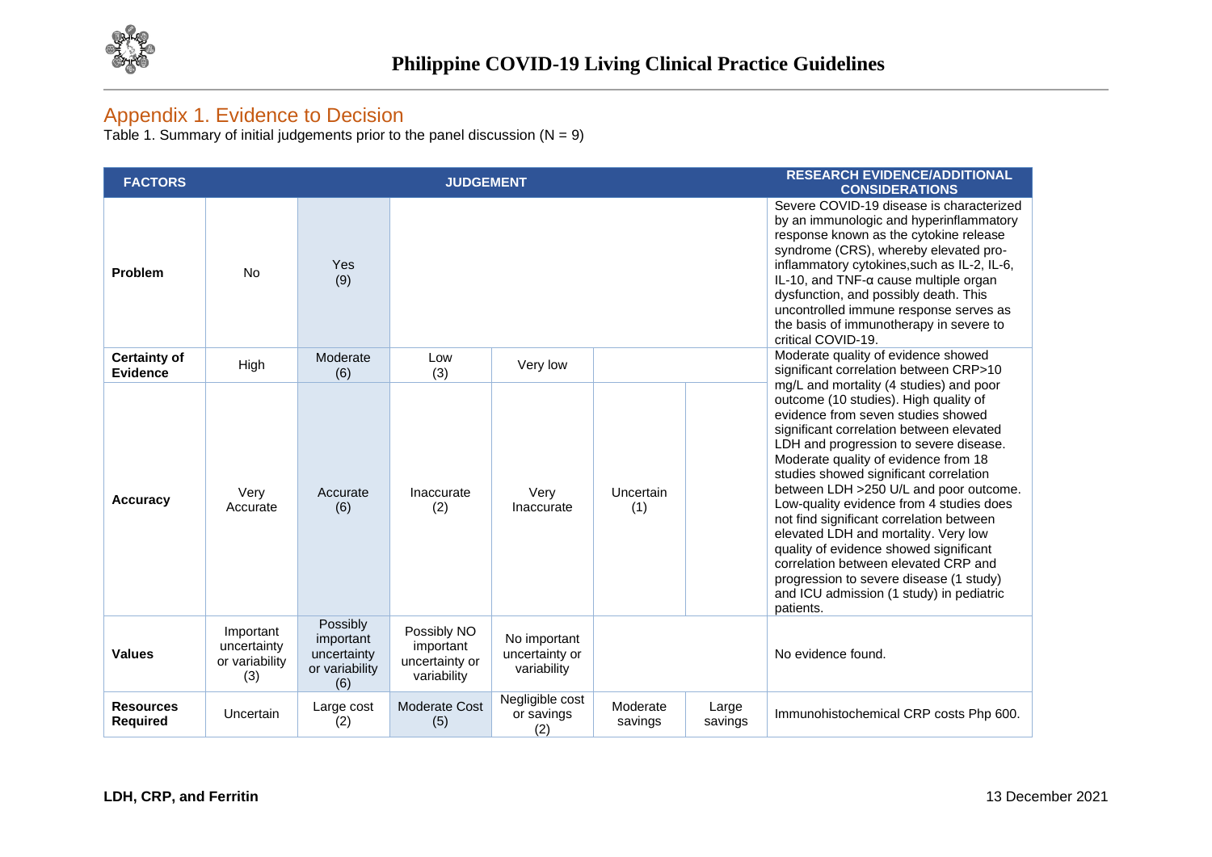## Appendix 1. Evidence to Decision

Table 1. Summary of initial judgements prior to the panel discussion (N = 9)

| FACTORS | JUDGEMENT | | | | | | RESEARCH EVIDENCE/ADDITIONAL CONSIDERATIONS |
|---|---|---|---|---|---|---|---|
| **Problem** | No | Yes (9) | | | | | Severe COVID-19 disease is characterized by an immunologic and hyperinflammatory response known as the cytokine release syndrome (CRS), whereby elevated pro-inflammatory cytokines,such as IL-2, IL-6, IL-10, and TNF-α cause multiple organ dysfunction, and possibly death. This uncontrolled immune response serves as the basis of immunotherapy in severe to critical COVID-19. |
| **Certainty of Evidence** | High | Moderate (6) | Low (3) | Very low | | | Moderate quality of evidence showed significant correlation between CRP>10 mg/L and mortality (4 studies) and poor outcome (10 studies). High quality of evidence from seven studies showed significant correlation between elevated LDH and progression to severe disease. Moderate quality of evidence from 18 studies showed significant correlation between LDH >250 U/L and poor outcome. Low-quality evidence from 4 studies does not find significant correlation between elevated LDH and mortality. Very low quality of evidence showed significant correlation between elevated CRP and progression to severe disease (1 study) and ICU admission (1 study) in pediatric patients. |
| **Accuracy** | Very Accurate | Accurate (6) | Inaccurate (2) | Very Inaccurate | Uncertain (1) | | |
| **Values** | Important uncertainty or variability (3) | Possibly important uncertainty or variability (6) | Possibly NO important uncertainty or variability | No important uncertainty or variability | | | No evidence found. |
| **Resources Required** | Uncertain | Large cost (2) | Moderate Cost (5) | Negligible cost or savings (2) | Moderate savings | Large savings | Immunohistochemical CRP costs Php 600. |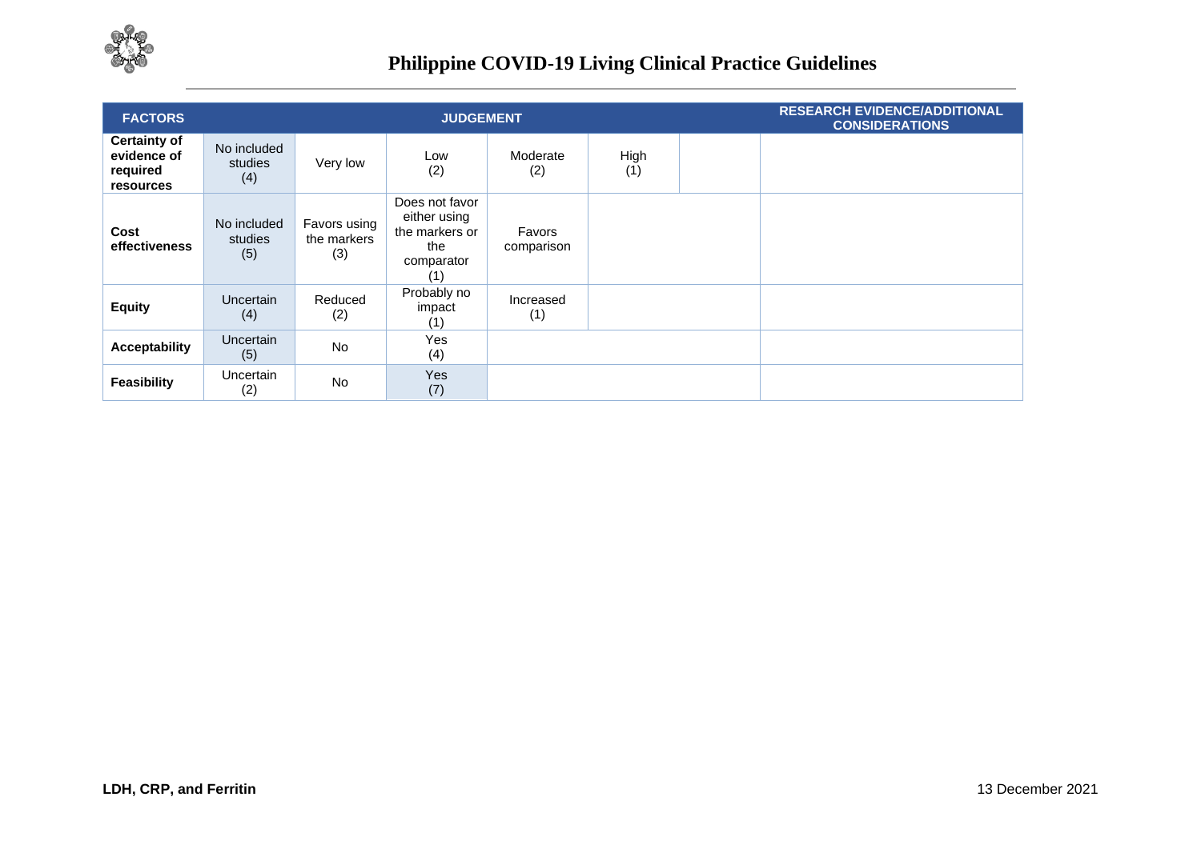| FACTORS | JUDGEMENT | | | | | | RESEARCH EVIDENCE/ADDITIONAL CONSIDERATIONS |
|---|---|---|---|---|---|---|---|
| **Certainty of evidence of required resources** | No included studies (4) | Very low | Low (2) | Moderate (2) | High (1) | | |
| **Cost effectiveness** | No included studies (5) | Favors using the markers (3) | Does not favor either using the markers or the comparator (1) | Favors comparison | | | |
| **Equity** | Uncertain (4) | Reduced (2) | Probably no impact (1) | Increased (1) | | | |
| **Acceptability** | Uncertain (5) | No | Yes (4) | | | | |
| **Feasibility** | Uncertain (2) | No | Yes (7) | | | | |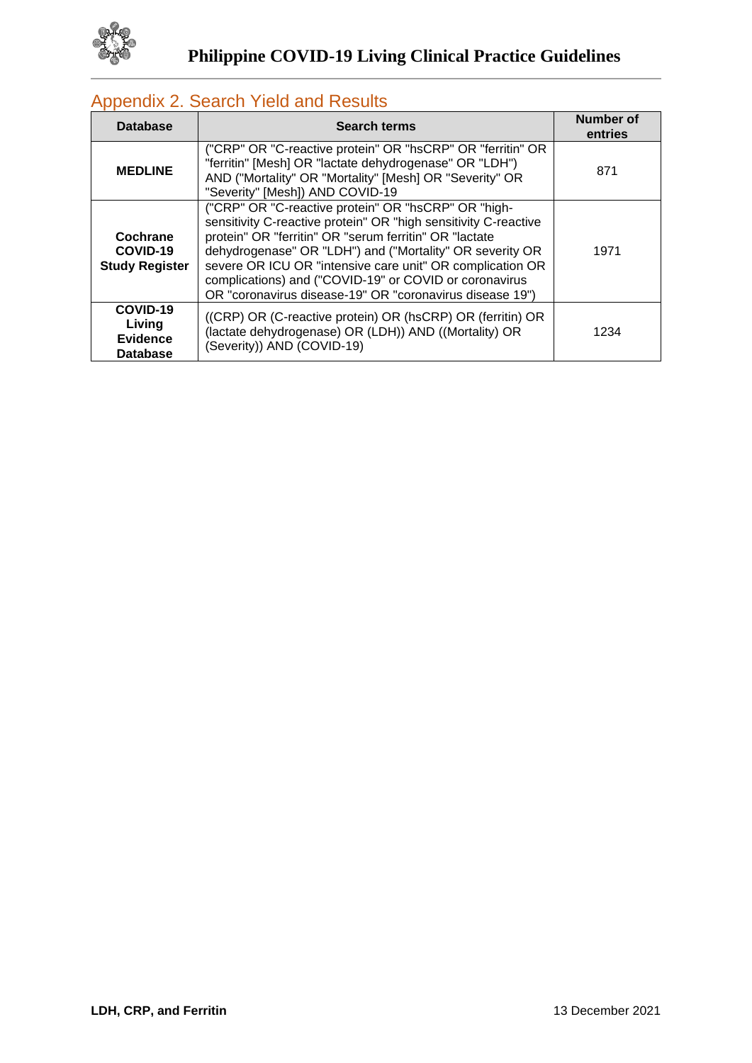## Appendix 2. Search Yield and Results

| Database | Search terms | Number of entries |
|---|---|---|
| **MEDLINE** | ("CRP" OR "C-reactive protein" OR "hsCRP" OR "ferritin" OR "ferritin" [Mesh] OR "lactate dehydrogenase" OR "LDH") AND ("Mortality" OR "Mortality" [Mesh] OR "Severity" OR "Severity" [Mesh]) AND COVID-19 | 871 |
| **Cochrane COVID-19 Study Register** | ("CRP" OR "C-reactive protein" OR "hsCRP" OR "high-sensitivity C-reactive protein" OR "high sensitivity C-reactive protein" OR "ferritin" OR "serum ferritin" OR "lactate dehydrogenase" OR "LDH") and ("Mortality" OR severity OR severe OR ICU OR "intensive care unit" OR complication OR complications) and ("COVID-19" or COVID or coronavirus OR "coronavirus disease-19" OR "coronavirus disease 19") | 1971 |
| **COVID-19 Living Evidence Database** | ((CRP) OR (C-reactive protein) OR (hsCRP) OR (ferritin) OR (lactate dehydrogenase) OR (LDH)) AND ((Mortality) OR (Severity)) AND (COVID-19) | 1234 |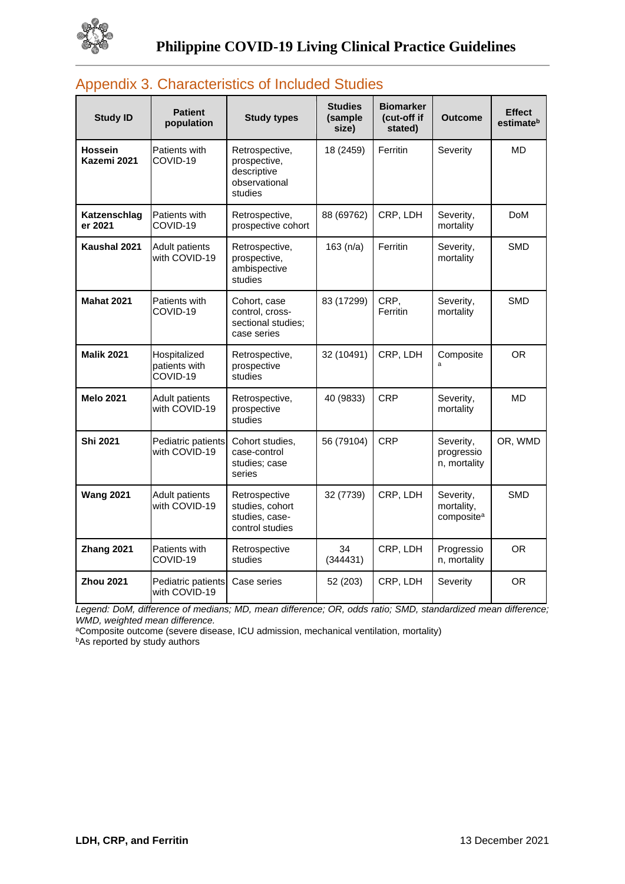## Appendix 3. Characteristics of Included Studies

| Study ID | Patient population | Study types | Studies (sample size) | Biomarker (cut-off if stated) | Outcome | Effect estimate[b] |
|---|---|---|---|---|---|---|
| **Hossein Kazemi 2021** | Patients with COVID-19 | Retrospective, prospective, descriptive observational studies | 18 (2459) | Ferritin | Severity | MD |
| **Katzenschlager 2021** | Patients with COVID-19 | Retrospective, prospective cohort | 88 (69762) | CRP, LDH | Severity, mortality | DoM |
| **Kaushal 2021** | Adult patients with COVID-19 | Retrospective, prospective, ambispective studies | 163 (n/a) | Ferritin | Severity, mortality | SMD |
| **Mahat 2021** | Patients with COVID-19 | Cohort, case control, cross-sectional studies; case series | 83 (17299) | CRP, Ferritin | Severity, mortality | SMD |
| **Malik 2021** | Hospitalized patients with COVID-19 | Retrospective, prospective studies | 32 (10491) | CRP, LDH | Composite[a] | OR |
| **Melo 2021** | Adult patients with COVID-19 | Retrospective, prospective studies | 40 (9833) | CRP | Severity, mortality | MD |
| **Shi 2021** | Pediatric patients with COVID-19 | Cohort studies, case-control studies; case series | 56 (79104) | CRP | Severity, progression, mortality | OR, WMD |
| **Wang 2021** | Adult patients with COVID-19 | Retrospective studies, cohort studies, case-control studies | 32 (7739) | CRP, LDH | Severity, mortality, composite[a] | SMD |
| **Zhang 2021** | Patients with COVID-19 | Retrospective studies | 34 (344431) | CRP, LDH | Progression, mortality | OR |
| **Zhou 2021** | Pediatric patients with COVID-19 | Case series | 52 (203) | CRP, LDH | Severity | OR |

*Legend: DoM, difference of medians; MD, mean difference; OR, odds ratio; SMD, standardized mean difference; WMD, weighted mean difference.*

[a]Composite outcome (severe disease, ICU admission, mechanical ventilation, mortality)

[b]As reported by study authors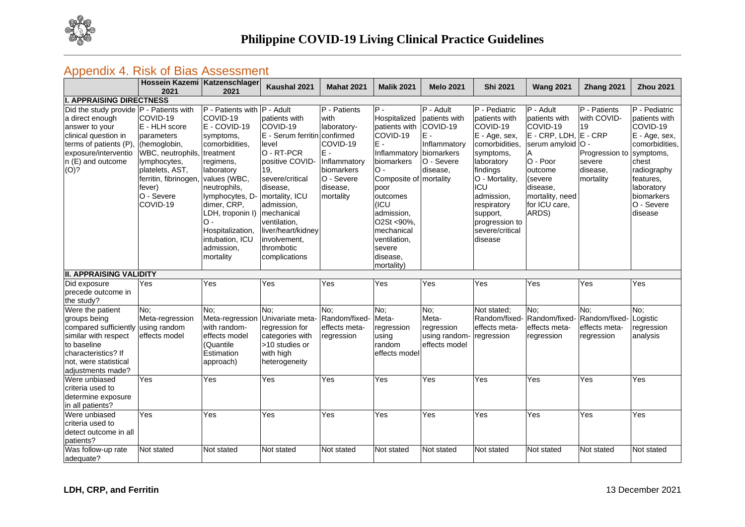## Appendix 4. Risk of Bias Assessment

| | Hossein Kazemi 2021 | Katzenschlager 2021 | Kaushal 2021 | Mahat 2021 | Malik 2021 | Melo 2021 | Shi 2021 | Wang 2021 | Zhang 2021 | Zhou 2021 |
|---|---|---|---|---|---|---|---|---|---|---|
| **I. APPRAISING DIRECTNESS** | | | | | | | | | | |
| Did the study provide a direct enough answer to your clinical question in terms of patients (P), exposure/intervention (E) and outcome (O)? | P - Patients with COVID-19<br>E - HLH score parameters (hemoglobin, WBC, neutrophils, lymphocytes, platelets, AST, ferritin, fibrinogen, fever)<br>O - Severe COVID-19 | P - Patients with COVID-19<br>E - COVID-19 symptoms, comorbidities, treatment regimens, laboratory values (WBC, neutrophils, lymphocytes, D-dimer, CRP, LDH, troponin I)<br>O - Hospitalization, intubation, ICU admission, mortality | P - Adult patients with COVID-19<br>E - Serum ferritin level<br>O - RT-PCR positive COVID-19, severe/critical disease, mortality, ICU admission, mechanical ventilation, liver/heart/kidney involvement, thrombotic complications | P - Patients with laboratory-confirmed COVID-19<br>E - Inflammatory biomarkers<br>O - Severe disease, mortality | P - Hospitalized patients with COVID-19<br>E - Inflammatory biomarkers<br>O - Composite of poor outcomes (ICU admission, O2St <90%, mechanical ventilation, severe disease, mortality) | P - Adult patients with COVID-19<br>E - Inflammatory biomarkers<br>O - Severe disease, mortality | P - Pediatric patients with COVID-19<br>E - Age, sex, comorbidities, symptoms, laboratory findings<br>O - Mortality, ICU admission, respiratory support, progression to severe/critical disease | P - Adult patients with COVID-19<br>E - CRP, LDH, serum amyloid A<br>O - Poor outcome (severe disease, mortality, need for ICU care, ARDS) | P - Patients with COVID-19<br>E - CRP<br>O - Progression to severe disease, mortality | P - Pediatric patients with COVID-19<br>E - Age, sex, comorbidities, symptoms, chest radiography features, laboratory biomarkers<br>O - Severe disease |
| **II. APPRAISING VALIDITY** | | | | | | | | | | |
| Did exposure precede outcome in the study? | Yes | Yes | Yes | Yes | Yes | Yes | Yes | Yes | Yes | Yes |
| Were the patient groups being compared sufficiently similar with respect to baseline characteristics? If not, were statistical adjustments made? | No; Meta-regression using random effects model | No; Meta-regression with random-effects model (Quantile Estimation approach) | No; Univariate meta-regression for categories with >10 studies or with high heterogeneity | No; Random/fixed-effects meta-regression | No; Meta-regression using random effects model | No; Meta-regression using random-effects model | Not stated; Random/fixed-effects meta-regression | No; Random/fixed-effects meta-regression | No; Random/fixed-effects meta-regression | No; Logistic regression analysis |
| Were unbiased criteria used to determine exposure in all patients? | Yes | Yes | Yes | Yes | Yes | Yes | Yes | Yes | Yes | Yes |
| Were unbiased criteria used to detect outcome in all patients? | Yes | Yes | Yes | Yes | Yes | Yes | Yes | Yes | Yes | Yes |
| Was follow-up rate adequate? | Not stated | Not stated | Not stated | Not stated | Not stated | Not stated | Not stated | Not stated | Not stated | Not stated |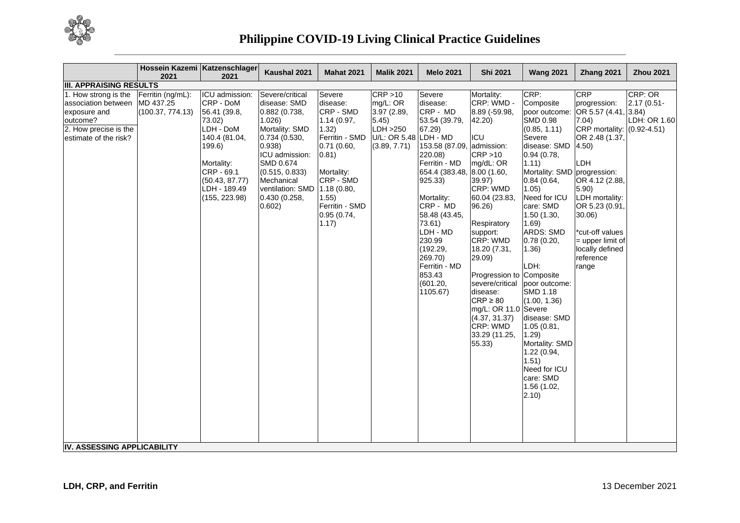| | Hossein Kazemi 2021 | Katzenschlager 2021 | Kaushal 2021 | Mahat 2021 | Malik 2021 | Melo 2021 | Shi 2021 | Wang 2021 | Zhang 2021 | Zhou 2021 |
|---|---|---|---|---|---|---|---|---|---|---|
| **III. APPRAISING RESULTS** | | | | | | | | | | |
| 1. How strong is the association between exposure and outcome?<br>2. How precise is the estimate of the risk? | Ferritin (ng/mL): MD 437.25 (100.37, 774.13) | ICU admission:<br>CRP - DoM 56.41 (39.8, 73.02)<br>LDH - DoM 140.4 (81.04, 199.6)<br><br>Mortality:<br>CRP - 69.1 (50.43, 87.77)<br>LDH - 189.49 (155, 223.98) | Severe/critical disease: SMD 0.882 (0.738, 1.026)<br>Mortality: SMD 0.734 (0.530, 0.938)<br>ICU admission: SMD 0.674 (0.515, 0.833)<br>Mechanical ventilation: SMD 0.430 (0.258, 0.602) | Severe disease:<br>CRP - SMD 1.14 (0.97, 1.32)<br>Ferritin - SMD 0.71 (0.60, 0.81)<br><br>Mortality:<br>CRP - SMD 1.18 (0.80, 1.55)<br>Ferritin - SMD 0.95 (0.74, 1.17) | CRP >10 mg/L: OR 3.97 (2.89, 5.45)<br>LDH >250 U/L: OR 5.48 (3.89, 7.71) | Severe disease:<br>CRP - MD 53.54 (39.79, 67.29)<br>LDH - MD 153.58 (87.09, 220.08)<br>Ferritin - MD 654.4 (383.48, 925.33)<br><br>Mortality:<br>CRP - MD 58.48 (43.45, 73.61)<br>LDH - MD 230.99 (192.29, 269.70)<br>Ferritin - MD 853.43 (601.20, 1105.67) | Mortality:<br>CRP: WMD - 8.89 (-59.98, 42.20)<br><br>ICU admission:<br>CRP >10 mg/dL: OR 8.00 (1.60, 39.97)<br>CRP: WMD 60.04 (23.83, 96.26)<br><br>Respiratory support:<br>CRP: WMD 18.20 (7.31, 29.09)<br><br>Progression to severe/critical disease:<br>CRP ≥ 80 mg/L: OR 11.0 (4.37, 31.37)<br>CRP: WMD 33.29 (11.25, 55.33) | CRP:<br>Composite poor outcome: SMD 0.98 (0.85, 1.11)<br>Severe disease: SMD 0.94 (0.78, 1.11)<br>Mortality: SMD 0.84 (0.64, 1.05)<br>Need for ICU care: SMD 1.50 (1.30, 1.69)<br>ARDS: SMD 0.78 (0.20, 1.36)<br><br>LDH:<br>Composite poor outcome: SMD 1.18 (1.00, 1.36)<br>Severe disease: SMD 1.05 (0.81, 1.29)<br>Mortality: SMD 1.22 (0.94, 1.51)<br>Need for ICU care: SMD 1.56 (1.02, 2.10) | CRP progression: OR 5.57 (4.41, 7.04)<br>CRP mortality: OR 2.48 (1.37, 4.50)<br><br>LDH progression: OR 4.12 (2.88, 5.90)<br>LDH mortality: OR 5.23 (0.91, 30.06)<br><br>*cut-off values = upper limit of locally defined reference range | CRP: OR 2.17 (0.51-3.84)<br>LDH: OR 1.60 (0.92-4.51) |
| **IV. ASSESSING APPLICABILITY** | | | | | | | | | | |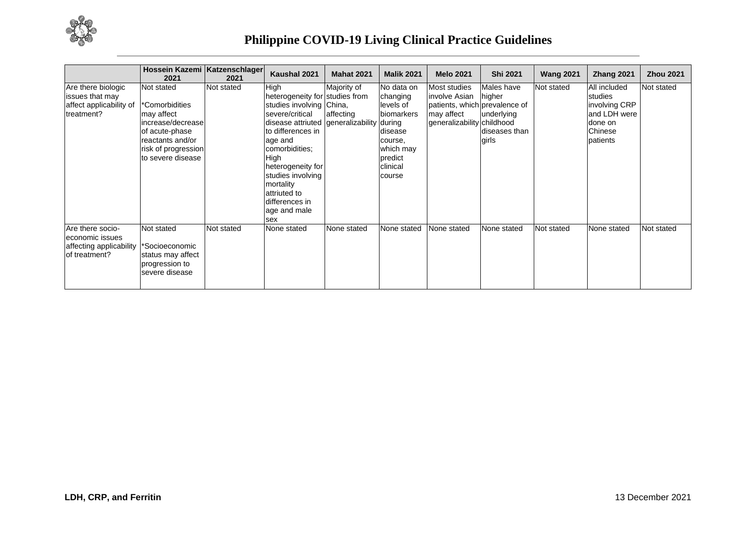| | Hossein Kazemi 2021 | Katzenschlager 2021 | Kaushal 2021 | Mahat 2021 | Malik 2021 | Melo 2021 | Shi 2021 | Wang 2021 | Zhang 2021 | Zhou 2021 |
|---|---|---|---|---|---|---|---|---|---|---|
| Are there biologic issues that may affect applicability of treatment? | Not stated<br><br>*Comorbidities may affect increase/decrease of acute-phase reactants and/or risk of progression to severe disease | Not stated | High heterogeneity for studies involving severe/critical disease attriuted to differences in age and comorbidities; High heterogeneity for studies involving mortality attriuted to differences in age and male sex | Majority of studies from China, affecting generalizability | No data on changing levels of biomarkers during disease course, which may predict clinical course | Most studies involve Asian patients, which may affect generalizability | Males have higher prevalence of underlying childhood diseases than girls | Not stated | All included studies involving CRP and LDH were done on Chinese patients | Not stated |
| Are there socio-economic issues affecting applicability of treatment? | Not stated<br><br>*Socioeconomic status may affect progression to severe disease | Not stated | None stated | None stated | None stated | None stated | None stated | Not stated | None stated | Not stated |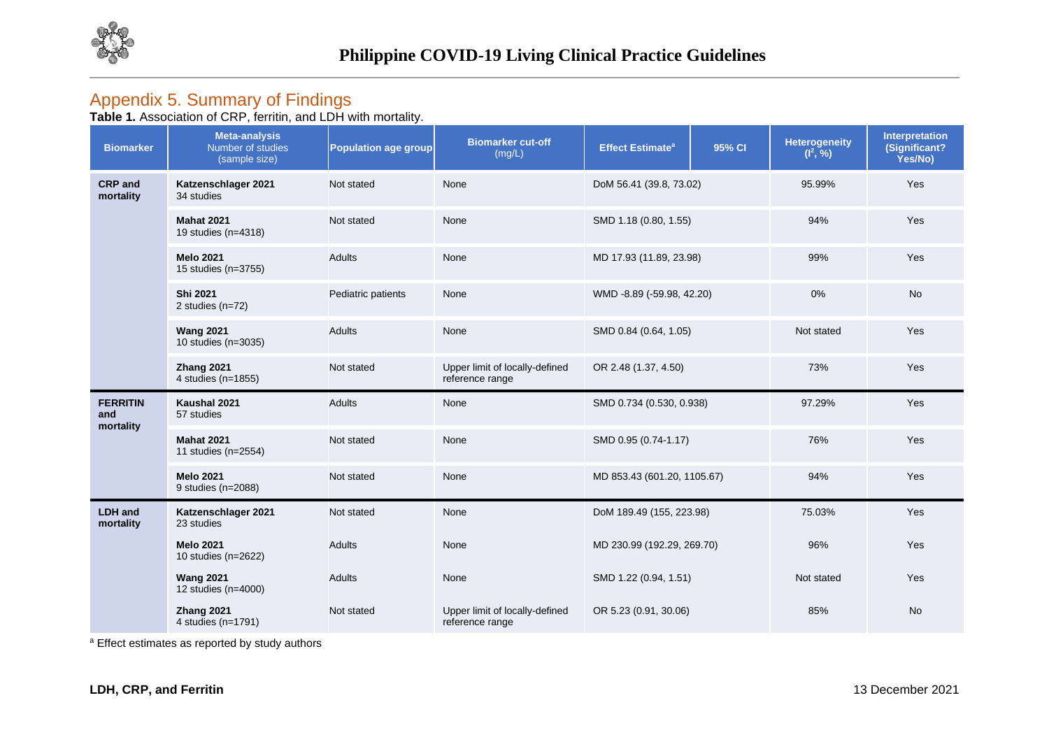## Appendix 5. Summary of Findings

**Table 1.** Association of CRP, ferritin, and LDH with mortality.

| Biomarker | Meta-analysis Number of studies (sample size) | Population age group | Biomarker cut-off (mg/L) | Effect Estimate[a] | 95% CI | Heterogeneity ($I^2$, %) | Interpretation (Significant? Yes/No) |
|---|---|---|---|---|---|---|---|
| **CRP and mortality** | **Katzenschlager 2021** 34 studies | Not stated | None | DoM 56.41 | (39.8, 73.02) | 95.99% | Yes |
| | **Mahat 2021** 19 studies (n=4318) | Not stated | None | SMD 1.18 | (0.80, 1.55) | 94% | Yes |
| | **Melo 2021** 15 studies (n=3755) | Adults | None | MD 17.93 | (11.89, 23.98) | 99% | Yes |
| | **Shi 2021** 2 studies (n=72) | Pediatric patients | None | WMD -8.89 | (-59.98, 42.20) | 0% | No |
| | **Wang 2021** 10 studies (n=3035) | Adults | None | SMD 0.84 | (0.64, 1.05) | Not stated | Yes |
| | **Zhang 2021** 4 studies (n=1855) | Not stated | Upper limit of locally-defined reference range | OR 2.48 | (1.37, 4.50) | 73% | Yes |
| **FERRITIN and mortality** | **Kaushal 2021** 57 studies | Adults | None | SMD 0.734 | (0.530, 0.938) | 97.29% | Yes |
| | **Mahat 2021** 11 studies (n=2554) | Not stated | None | SMD 0.95 | (0.74-1.17) | 76% | Yes |
| | **Melo 2021** 9 studies (n=2088) | Not stated | None | MD 853.43 | (601.20, 1105.67) | 94% | Yes |
| **LDH and mortality** | **Katzenschlager 2021** 23 studies | Not stated | None | DoM 189.49 | (155, 223.98) | 75.03% | Yes |
| | **Melo 2021** 10 studies (n=2622) | Adults | None | MD 230.99 | (192.29, 269.70) | 96% | Yes |
| | **Wang 2021** 12 studies (n=4000) | Adults | None | SMD 1.22 | (0.94, 1.51) | Not stated | Yes |
| | **Zhang 2021** 4 studies (n=1791) | Not stated | Upper limit of locally-defined reference range | OR 5.23 | (0.91, 30.06) | 85% | No |

[a] Effect estimates as reported by study authors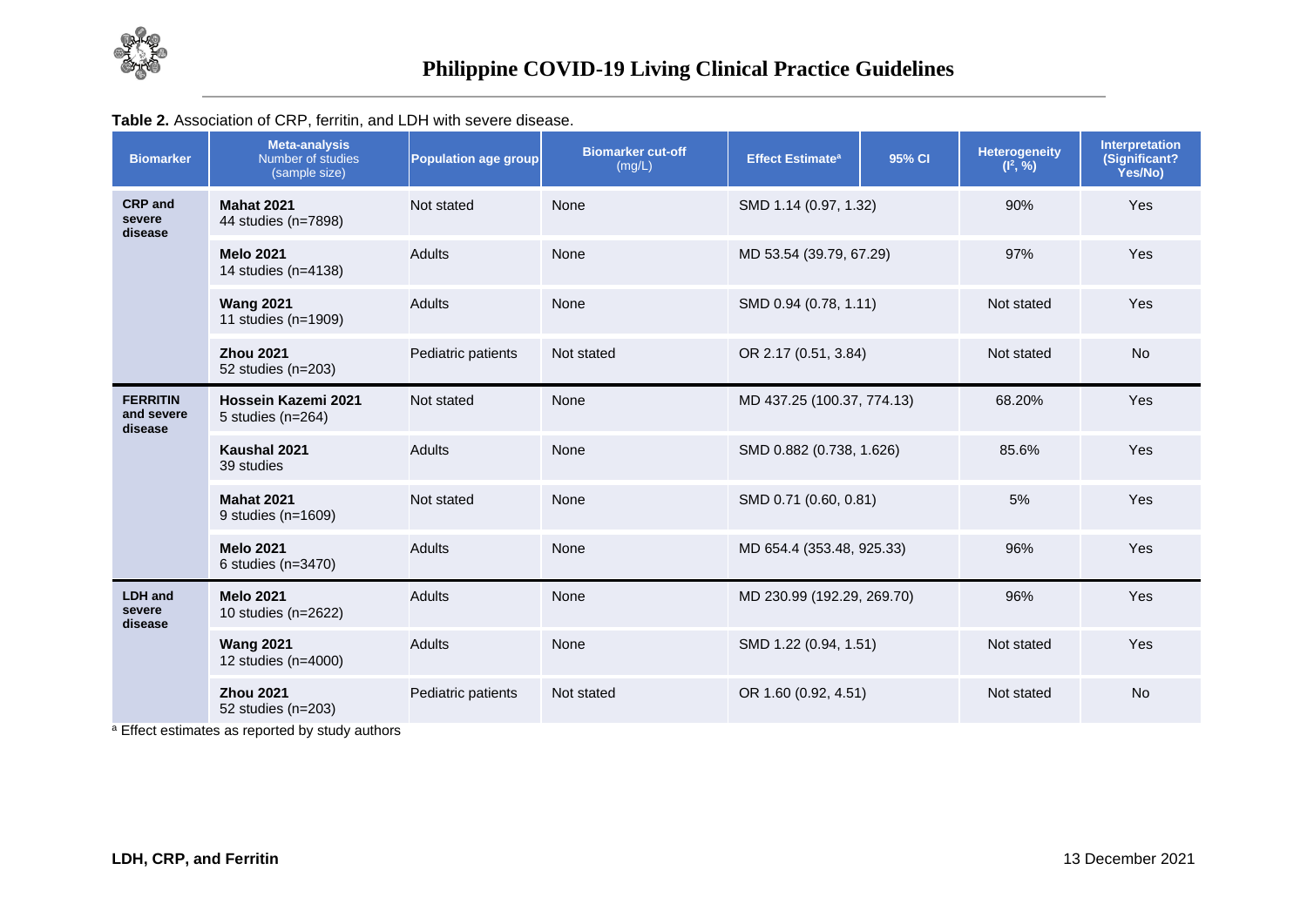**Table 2.** Association of CRP, ferritin, and LDH with severe disease.

| Biomarker | Meta-analysis Number of studies (sample size) | Population age group | Biomarker cut-off (mg/L) | Effect Estimate[a] | 95% CI | Heterogeneity ($I^2$, %) | Interpretation (Significant? Yes/No) |
|---|---|---|---|---|---|---|---|
| **CRP and severe disease** | **Mahat 2021** 44 studies (n=7898) | Not stated | None | SMD 1.14 | (0.97, 1.32) | 90% | Yes |
| | **Melo 2021** 14 studies (n=4138) | Adults | None | MD 53.54 | (39.79, 67.29) | 97% | Yes |
| | **Wang 2021** 11 studies (n=1909) | Adults | None | SMD 0.94 | (0.78, 1.11) | Not stated | Yes |
| | **Zhou 2021** 52 studies (n=203) | Pediatric patients | Not stated | OR 2.17 | (0.51, 3.84) | Not stated | No |
| **FERRITIN and severe disease** | **Hossein Kazemi 2021** 5 studies (n=264) | Not stated | None | MD 437.25 | (100.37, 774.13) | 68.20% | Yes |
| | **Kaushal 2021** 39 studies | Adults | None | SMD 0.882 | (0.738, 1.626) | 85.6% | Yes |
| | **Mahat 2021** 9 studies (n=1609) | Not stated | None | SMD 0.71 | (0.60, 0.81) | 5% | Yes |
| | **Melo 2021** 6 studies (n=3470) | Adults | None | MD 654.4 | (353.48, 925.33) | 96% | Yes |
| **LDH and severe disease** | **Melo 2021** 10 studies (n=2622) | Adults | None | MD 230.99 | (192.29, 269.70) | 96% | Yes |
| | **Wang 2021** 12 studies (n=4000) | Adults | None | SMD 1.22 | (0.94, 1.51) | Not stated | Yes |
| | **Zhou 2021** 52 studies (n=203) | Pediatric patients | Not stated | OR 1.60 | (0.92, 4.51) | Not stated | No |

[a] Effect estimates as reported by study authors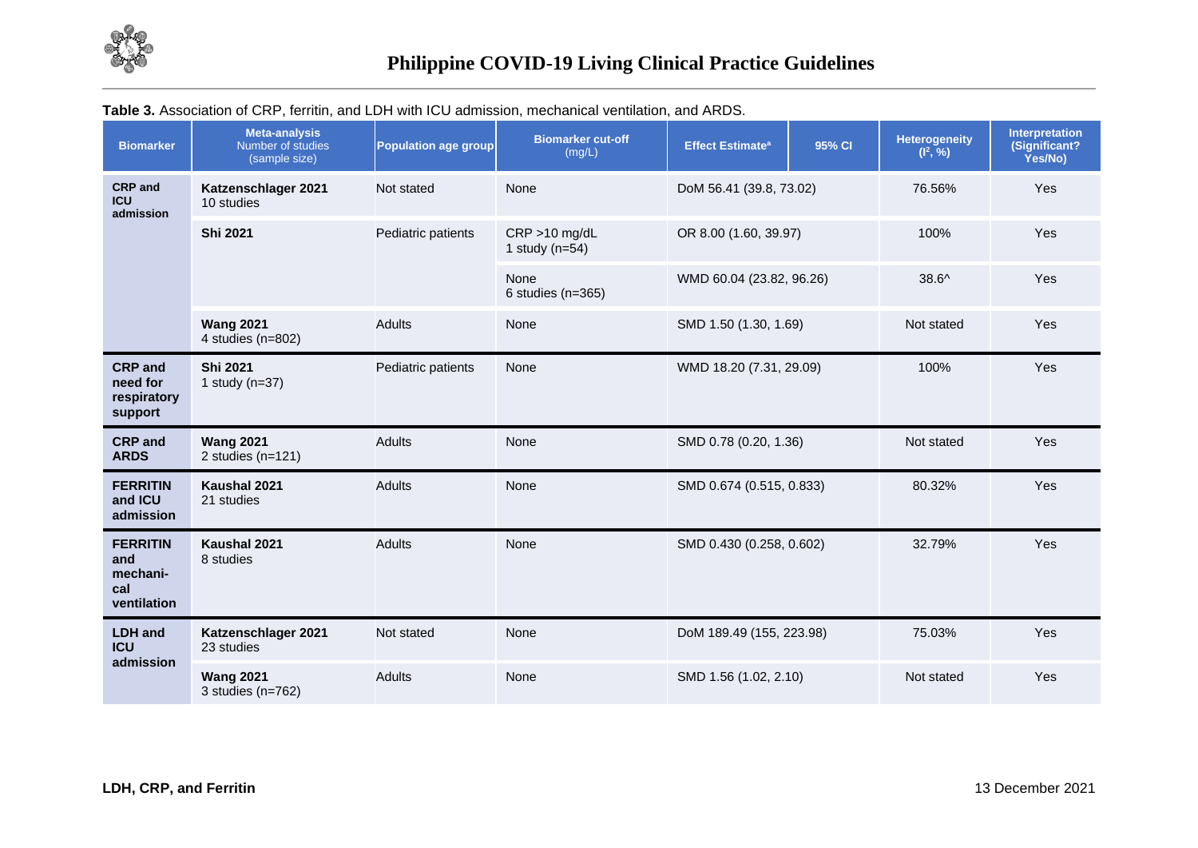**Table 3.** Association of CRP, ferritin, and LDH with ICU admission, mechanical ventilation, and ARDS.

| Biomarker | Meta-analysis Number of studies (sample size) | Population age group | Biomarker cut-off (mg/L) | Effect Estimate[a] | 95% CI | Heterogeneity ($I^2$, %) | Interpretation (Significant? Yes/No) |
|---|---|---|---|---|---|---|---|
| **CRP and ICU admission** | **Katzenschlager 2021** 10 studies | Not stated | None | DoM 56.41 (39.8, 73.02) | | 76.56% | Yes |
| | **Shi 2021** | Pediatric patients | CRP >10 mg/dL 1 study (n=54) | OR 8.00 (1.60, 39.97) | | 100% | Yes |
| | | | None 6 studies (n=365) | WMD 60.04 (23.82, 96.26) | | 38.6^ | Yes |
| | **Wang 2021** 4 studies (n=802) | Adults | None | SMD 1.50 (1.30, 1.69) | | Not stated | Yes |
| **CRP and need for respiratory support** | **Shi 2021** 1 study (n=37) | Pediatric patients | None | WMD 18.20 (7.31, 29.09) | | 100% | Yes |
| **CRP and ARDS** | **Wang 2021** 2 studies (n=121) | Adults | None | SMD 0.78 (0.20, 1.36) | | Not stated | Yes |
| **FERRITIN and ICU admission** | **Kaushal 2021** 21 studies | Adults | None | SMD 0.674 (0.515, 0.833) | | 80.32% | Yes |
| **FERRITIN and mechani-cal ventilation** | **Kaushal 2021** 8 studies | Adults | None | SMD 0.430 (0.258, 0.602) | | 32.79% | Yes |
| **LDH and ICU admission** | **Katzenschlager 2021** 23 studies | Not stated | None | DoM 189.49 (155, 223.98) | | 75.03% | Yes |
| | **Wang 2021** 3 studies (n=762) | Adults | None | SMD 1.56 (1.02, 2.10) | | Not stated | Yes |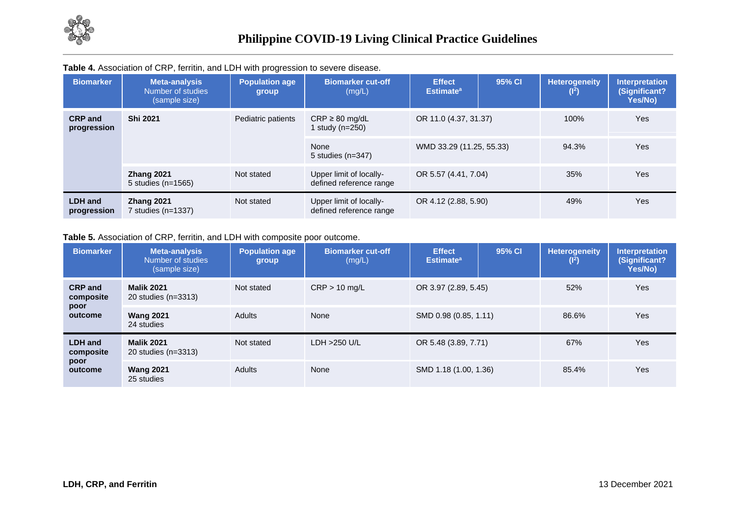**Table 4.** Association of CRP, ferritin, and LDH with progression to severe disease.

| Biomarker | Meta-analysis Number of studies (sample size) | Population age group | Biomarker cut-off (mg/L) | Effect Estimate[a] | 95% CI | Heterogeneity ($I^2$) | Interpretation (Significant? Yes/No) |
|---|---|---|---|---|---|---|---|
| **CRP and progression** | **Shi 2021** | Pediatric patients | CRP ≥ 80 mg/dL 1 study (n=250) | OR 11.0 (4.37, 31.37) | | 100% | Yes |
| | | | None 5 studies (n=347) | WMD 33.29 (11.25, 55.33) | | 94.3% | Yes |
| | **Zhang 2021** 5 studies (n=1565) | Not stated | Upper limit of locally-defined reference range | OR 5.57 (4.41, 7.04) | | 35% | Yes |
| **LDH and progression** | **Zhang 2021** 7 studies (n=1337) | Not stated | Upper limit of locally-defined reference range | OR 4.12 (2.88, 5.90) | | 49% | Yes |

**Table 5.** Association of CRP, ferritin, and LDH with composite poor outcome.

| Biomarker | Meta-analysis Number of studies (sample size) | Population age group | Biomarker cut-off (mg/L) | Effect Estimate[a] | 95% CI | Heterogeneity ($I^2$) | Interpretation (Significant? Yes/No) |
|---|---|---|---|---|---|---|---|
| **CRP and composite poor outcome** | **Malik 2021** 20 studies (n=3313) | Not stated | CRP > 10 mg/L | OR 3.97 (2.89, 5.45) | | 52% | Yes |
| | **Wang 2021** 24 studies | Adults | None | SMD 0.98 (0.85, 1.11) | | 86.6% | Yes |
| **LDH and composite poor outcome** | **Malik 2021** 20 studies (n=3313) | Not stated | LDH >250 U/L | OR 5.48 (3.89, 7.71) | | 67% | Yes |
| | **Wang 2021** 25 studies | Adults | None | SMD 1.18 (1.00, 1.36) | | 85.4% | Yes |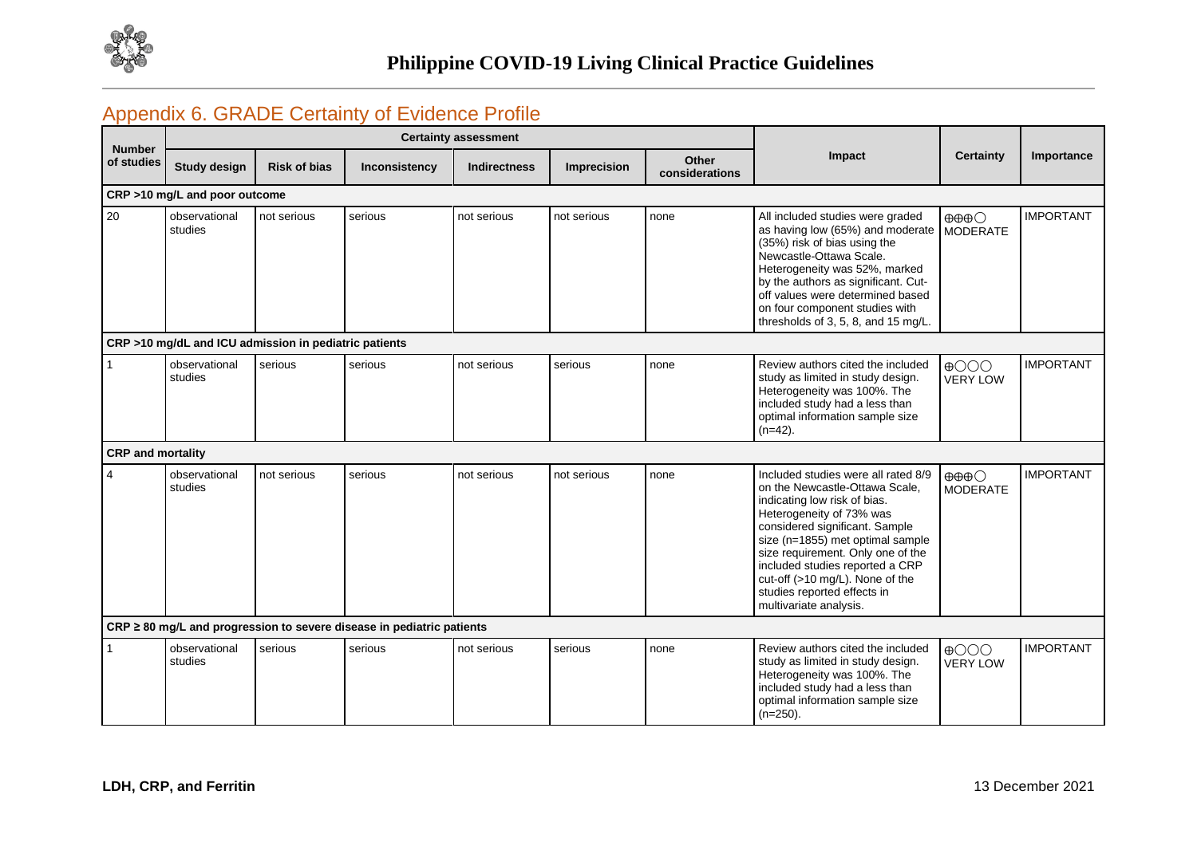## Appendix 6. GRADE Certainty of Evidence Profile

| Number of studies | Certainty assessment | | | | | | Impact | Certainty | Importance |
|---|---|---|---|---|---|---|---|---|---|
| | Study design | Risk of bias | Inconsistency | Indirectness | Imprecision | Other considerations | | | |
| **CRP >10 mg/L and poor outcome** | | | | | | | | | |
| 20 | observational studies | not serious | serious | not serious | not serious | none | All included studies were graded as having low (65%) and moderate (35%) risk of bias using the Newcastle-Ottawa Scale. Heterogeneity was 52%, marked by the authors as significant. Cut-off values were determined based on four component studies with thresholds of 3, 5, 8, and 15 mg/L. | ⨁⨁⨁◯ MODERATE | IMPORTANT |
| **CRP >10 mg/dL and ICU admission in pediatric patients** | | | | | | | | | |
| 1 | observational studies | serious | serious | not serious | serious | none | Review authors cited the included study as limited in study design. Heterogeneity was 100%. The included study had a less than optimal information sample size (n=42). | ⨁◯◯◯ VERY LOW | IMPORTANT |
| **CRP and mortality** | | | | | | | | | |
| 4 | observational studies | not serious | serious | not serious | not serious | none | Included studies were all rated 8/9 on the Newcastle-Ottawa Scale, indicating low risk of bias. Heterogeneity of 73% was considered significant. Sample size (n=1855) met optimal sample size requirement. Only one of the included studies reported a CRP cut-off (>10 mg/L). None of the studies reported effects in multivariate analysis. | ⨁⨁⨁◯ MODERATE | IMPORTANT |
| **CRP ≥ 80 mg/L and progression to severe disease in pediatric patients** | | | | | | | | | |
| 1 | observational studies | serious | serious | not serious | serious | none | Review authors cited the included study as limited in study design. Heterogeneity was 100%. The included study had a less than optimal information sample size (n=250). | ⨁◯◯◯ VERY LOW | IMPORTANT |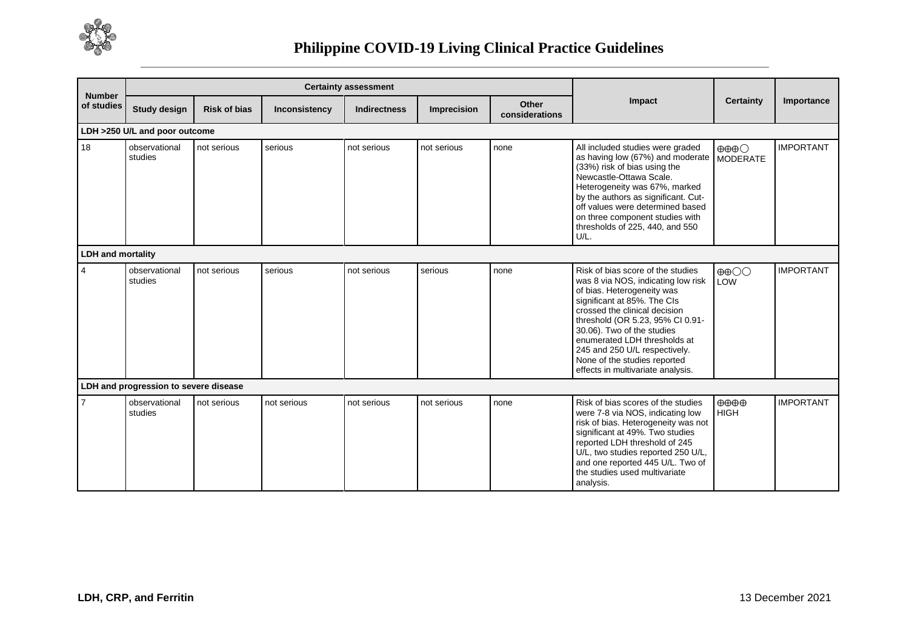| Number of studies | Certainty assessment | | | | | | Impact | Certainty | Importance |
|---|---|---|---|---|---|---|---|---|---|
| | Study design | Risk of bias | Inconsistency | Indirectness | Imprecision | Other considerations | | | |
| **LDH >250 U/L and poor outcome** | | | | | | | | | |
| 18 | observational studies | not serious | serious | not serious | not serious | none | All included studies were graded as having low (67%) and moderate (33%) risk of bias using the Newcastle-Ottawa Scale. Heterogeneity was 67%, marked by the authors as significant. Cut-off values were determined based on three component studies with thresholds of 225, 440, and 550 U/L. | ⊕⊕⊕◯ MODERATE | IMPORTANT |
| **LDH and mortality** | | | | | | | | | |
| 4 | observational studies | not serious | serious | not serious | serious | none | Risk of bias score of the studies was 8 via NOS, indicating low risk of bias. Heterogeneity was significant at 85%. The CIs crossed the clinical decision threshold (OR 5.23, 95% CI 0.91-30.06). Two of the studies enumerated LDH thresholds at 245 and 250 U/L respectively. None of the studies reported effects in multivariate analysis. | ⊕⊕◯◯ LOW | IMPORTANT |
| **LDH and progression to severe disease** | | | | | | | | | |
| 7 | observational studies | not serious | not serious | not serious | not serious | none | Risk of bias scores of the studies were 7-8 via NOS, indicating low risk of bias. Heterogeneity was not significant at 49%. Two studies reported LDH threshold of 245 U/L, two studies reported 250 U/L, and one reported 445 U/L. Two of the studies used multivariate analysis. | ⊕⊕⊕⊕ HIGH | IMPORTANT |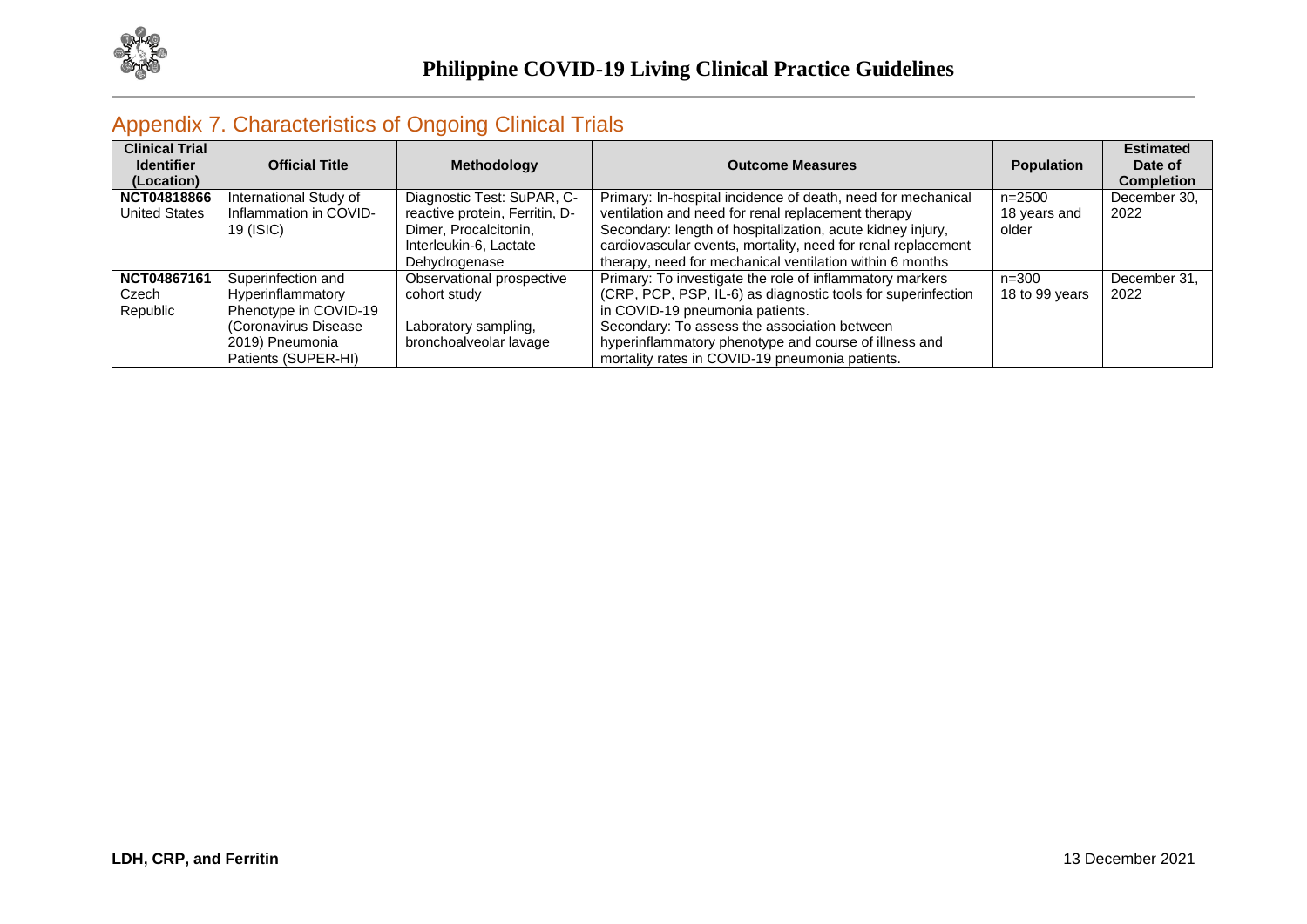## Appendix 7. Characteristics of Ongoing Clinical Trials

| Clinical Trial Identifier (Location) | Official Title | Methodology | Outcome Measures | Population | Estimated Date of Completion |
|---|---|---|---|---|---|
| **NCT04818866** United States | International Study of Inflammation in COVID-19 (ISIC) | Diagnostic Test: SuPAR, C-reactive protein, Ferritin, D-Dimer, Procalcitonin, Interleukin-6, Lactate Dehydrogenase | Primary: In-hospital incidence of death, need for mechanical ventilation and need for renal replacement therapy<br>Secondary: length of hospitalization, acute kidney injury, cardiovascular events, mortality, need for renal replacement therapy, need for mechanical ventilation within 6 months | n=2500<br>18 years and older | December 30, 2022 |
| **NCT04867161** Czech Republic | Superinfection and Hyperinflammatory Phenotype in COVID-19 (Coronavirus Disease 2019) Pneumonia Patients (SUPER-HI) | Observational prospective cohort study<br><br>Laboratory sampling, bronchoalveolar lavage | Primary: To investigate the role of inflammatory markers (CRP, PCP, PSP, IL-6) as diagnostic tools for superinfection in COVID-19 pneumonia patients.<br>Secondary: To assess the association between hyperinflammatory phenotype and course of illness and mortality rates in COVID-19 pneumonia patients. | n=300<br>18 to 99 years | December 31, 2022 |